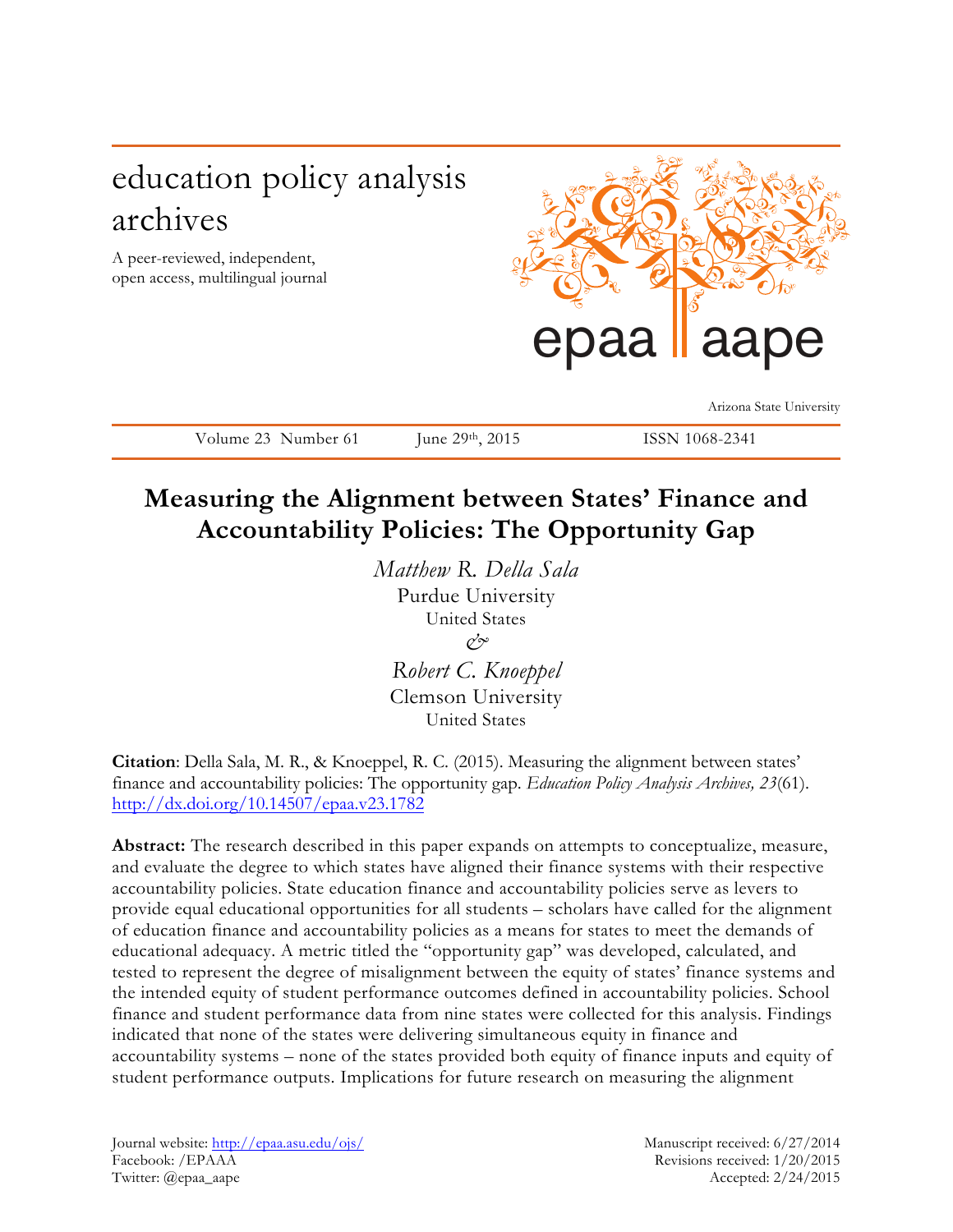# education policy analysis archives

A peer-reviewed, independent, open access, multilingual journal

epaa aape

Arizona State University

Volume 23 Number 61 June 29th, 2015 ISSN 1068-2341

## Measuring the Alignment between States' Finance and Accountability Policies: The Opportunity Gap

*Matthew R. Della Sala*
Purdue University
United States

&

*Robert C. Knoeppel*
Clemson University
United States

**Citation**: Della Sala, M. R., & Knoeppel, R. C. (2015). Measuring the alignment between states' finance and accountability policies: The opportunity gap. *Education Policy Analysis Archives, 23*(61). http://dx.doi.org/10.14507/epaa.v23.1782

**Abstract:** The research described in this paper expands on attempts to conceptualize, measure, and evaluate the degree to which states have aligned their finance systems with their respective accountability policies. State education finance and accountability policies serve as levers to provide equal educational opportunities for all students – scholars have called for the alignment of education finance and accountability policies as a means for states to meet the demands of educational adequacy. A metric titled the "opportunity gap" was developed, calculated, and tested to represent the degree of misalignment between the equity of states' finance systems and the intended equity of student performance outcomes defined in accountability policies. School finance and student performance data from nine states were collected for this analysis. Findings indicated that none of the states were delivering simultaneous equity in finance and accountability systems – none of the states provided both equity of finance inputs and equity of student performance outputs. Implications for future research on measuring the alignment

Journal website: http://epaa.asu.edu/ojs/
Facebook: /EPAAA
Twitter: @epaa_aape

Manuscript received: 6/27/2014
Revisions received: 1/20/2015
Accepted: 2/24/2015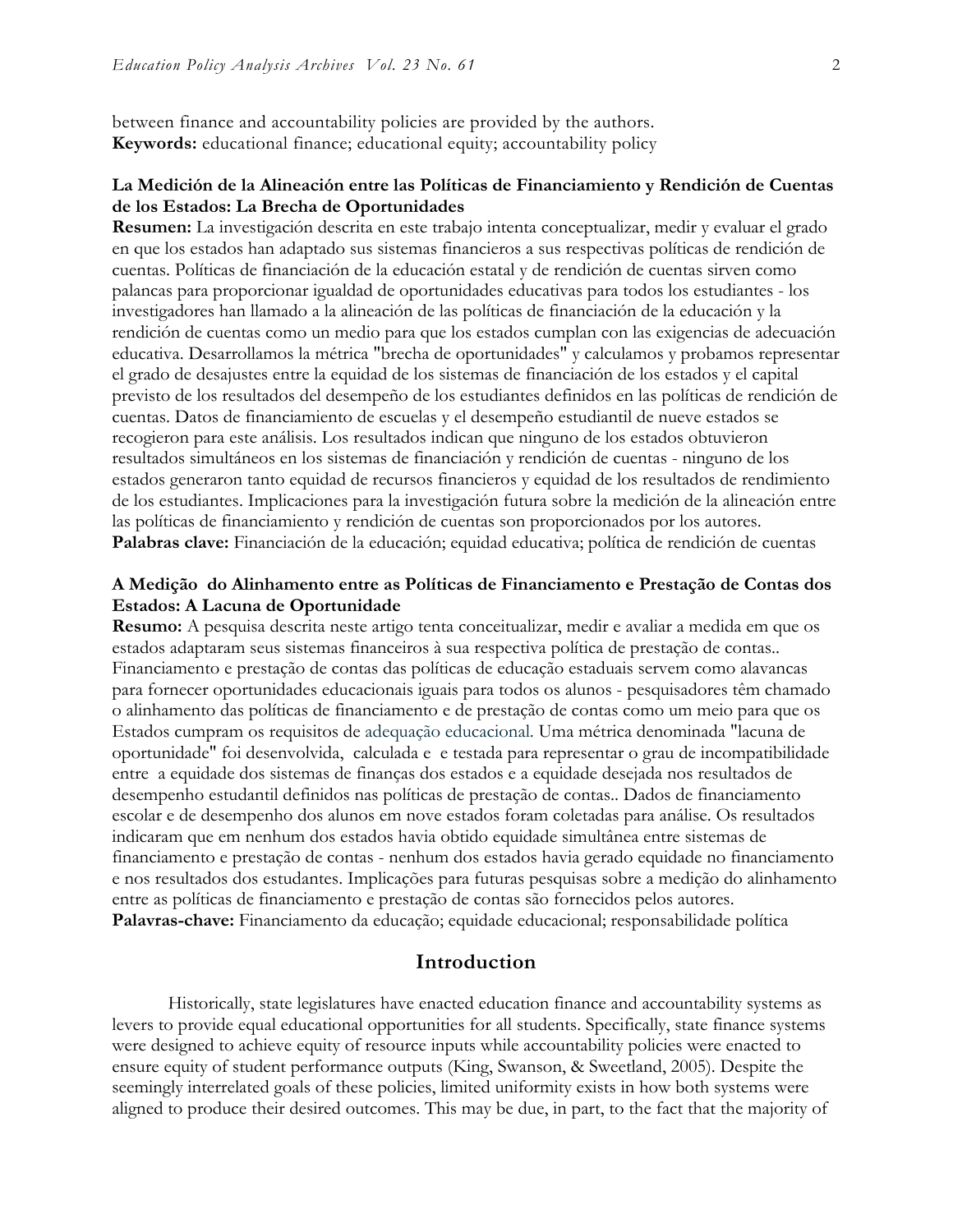between finance and accountability policies are provided by the authors.
**Keywords:** educational finance; educational equity; accountability policy

**La Medición de la Alineación entre las Políticas de Financiamiento y Rendición de Cuentas de los Estados: La Brecha de Oportunidades**
**Resumen:** La investigación descrita en este trabajo intenta conceptualizar, medir y evaluar el grado en que los estados han adaptado sus sistemas financieros a sus respectivas políticas de rendición de cuentas. Políticas de financiación de la educación estatal y de rendición de cuentas sirven como palancas para proporcionar igualdad de oportunidades educativas para todos los estudiantes - los investigadores han llamado a la alineación de las políticas de financiación de la educación y la rendición de cuentas como un medio para que los estados cumplan con las exigencias de adecuación educativa. Desarrollamos la métrica "brecha de oportunidades" y calculamos y probamos representar el grado de desajustes entre la equidad de los sistemas de financiación de los estados y el capital previsto de los resultados del desempeño de los estudiantes definidos en las políticas de rendición de cuentas. Datos de financiamiento de escuelas y el desempeño estudiantil de nueve estados se recogieron para este análisis. Los resultados indican que ninguno de los estados obtuvieron resultados simultáneos en los sistemas de financiación y rendición de cuentas - ninguno de los estados generaron tanto equidad de recursos financieros y equidad de los resultados de rendimiento de los estudiantes. Implicaciones para la investigación futura sobre la medición de la alineación entre las políticas de financiamiento y rendición de cuentas son proporcionados por los autores.
**Palabras clave:** Financiación de la educación; equidad educativa; política de rendición de cuentas

**A Medição do Alinhamento entre as Políticas de Financiamento e Prestação de Contas dos Estados: A Lacuna de Oportunidade**
**Resumo:** A pesquisa descrita neste artigo tenta conceitualizar, medir e avaliar a medida em que os estados adaptaram seus sistemas financeiros à sua respectiva política de prestação de contas.. Financiamento e prestação de contas das políticas de educação estaduais servem como alavancas para fornecer oportunidades educacionais iguais para todos os alunos - pesquisadores têm chamado o alinhamento das políticas de financiamento e de prestação de contas como um meio para que os Estados cumpram os requisitos de adequação educacional. Uma métrica denominada "lacuna de oportunidade" foi desenvolvida, calculada e e testada para representar o grau de incompatibilidade entre a equidade dos sistemas de finanças dos estados e a equidade desejada nos resultados de desempenho estudantil definidos nas políticas de prestação de contas.. Dados de financiamento escolar e de desempenho dos alunos em nove estados foram coletadas para análise. Os resultados indicaram que em nenhum dos estados havia obtido equidade simultânea entre sistemas de financiamento e prestação de contas - nenhum dos estados havia gerado equidade no financiamento e nos resultados dos estudantes. Implicações para futuras pesquisas sobre a medição do alinhamento entre as políticas de financiamento e prestação de contas são fornecidos pelos autores.
**Palavras-chave:** Financiamento da educação; equidade educacional; responsabilidade política

## Introduction

Historically, state legislatures have enacted education finance and accountability systems as levers to provide equal educational opportunities for all students. Specifically, state finance systems were designed to achieve equity of resource inputs while accountability policies were enacted to ensure equity of student performance outputs (King, Swanson, & Sweetland, 2005). Despite the seemingly interrelated goals of these policies, limited uniformity exists in how both systems were aligned to produce their desired outcomes. This may be due, in part, to the fact that the majority of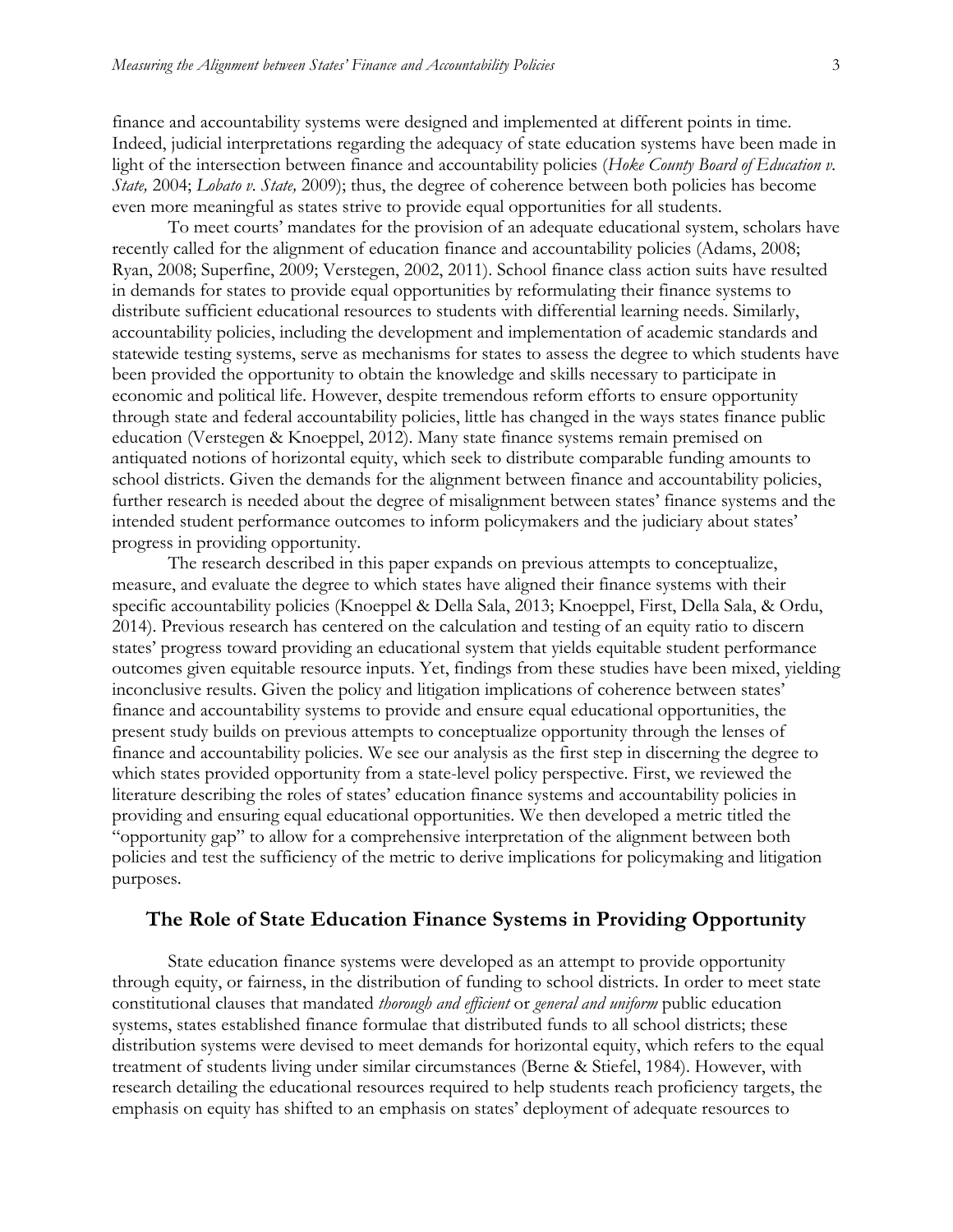finance and accountability systems were designed and implemented at different points in time. Indeed, judicial interpretations regarding the adequacy of state education systems have been made in light of the intersection between finance and accountability policies (*Hoke County Board of Education v. State,* 2004; *Lobato v. State,* 2009); thus, the degree of coherence between both policies has become even more meaningful as states strive to provide equal opportunities for all students.

To meet courts' mandates for the provision of an adequate educational system, scholars have recently called for the alignment of education finance and accountability policies (Adams, 2008; Ryan, 2008; Superfine, 2009; Verstegen, 2002, 2011). School finance class action suits have resulted in demands for states to provide equal opportunities by reformulating their finance systems to distribute sufficient educational resources to students with differential learning needs. Similarly, accountability policies, including the development and implementation of academic standards and statewide testing systems, serve as mechanisms for states to assess the degree to which students have been provided the opportunity to obtain the knowledge and skills necessary to participate in economic and political life. However, despite tremendous reform efforts to ensure opportunity through state and federal accountability policies, little has changed in the ways states finance public education (Verstegen & Knoeppel, 2012). Many state finance systems remain premised on antiquated notions of horizontal equity, which seek to distribute comparable funding amounts to school districts. Given the demands for the alignment between finance and accountability policies, further research is needed about the degree of misalignment between states' finance systems and the intended student performance outcomes to inform policymakers and the judiciary about states' progress in providing opportunity.

The research described in this paper expands on previous attempts to conceptualize, measure, and evaluate the degree to which states have aligned their finance systems with their specific accountability policies (Knoeppel & Della Sala, 2013; Knoeppel, First, Della Sala, & Ordu, 2014). Previous research has centered on the calculation and testing of an equity ratio to discern states' progress toward providing an educational system that yields equitable student performance outcomes given equitable resource inputs. Yet, findings from these studies have been mixed, yielding inconclusive results. Given the policy and litigation implications of coherence between states' finance and accountability systems to provide and ensure equal educational opportunities, the present study builds on previous attempts to conceptualize opportunity through the lenses of finance and accountability policies. We see our analysis as the first step in discerning the degree to which states provided opportunity from a state-level policy perspective. First, we reviewed the literature describing the roles of states' education finance systems and accountability policies in providing and ensuring equal educational opportunities. We then developed a metric titled the "opportunity gap" to allow for a comprehensive interpretation of the alignment between both policies and test the sufficiency of the metric to derive implications for policymaking and litigation purposes.

## The Role of State Education Finance Systems in Providing Opportunity

State education finance systems were developed as an attempt to provide opportunity through equity, or fairness, in the distribution of funding to school districts. In order to meet state constitutional clauses that mandated *thorough and efficient* or *general and uniform* public education systems, states established finance formulae that distributed funds to all school districts; these distribution systems were devised to meet demands for horizontal equity, which refers to the equal treatment of students living under similar circumstances (Berne & Stiefel, 1984). However, with research detailing the educational resources required to help students reach proficiency targets, the emphasis on equity has shifted to an emphasis on states' deployment of adequate resources to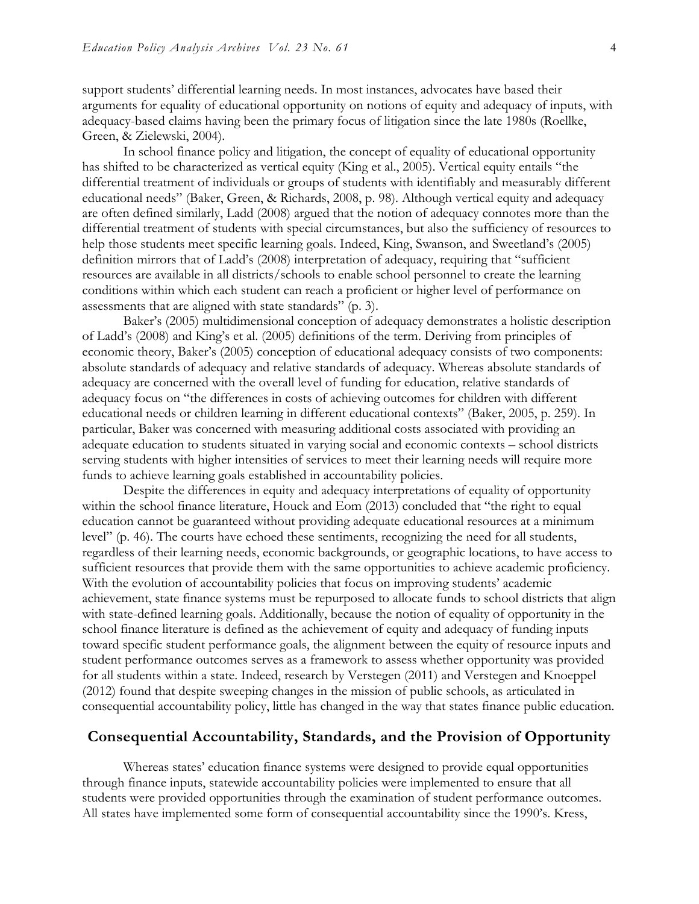support students' differential learning needs. In most instances, advocates have based their arguments for equality of educational opportunity on notions of equity and adequacy of inputs, with adequacy-based claims having been the primary focus of litigation since the late 1980s (Roellke, Green, & Zielewski, 2004).

In school finance policy and litigation, the concept of equality of educational opportunity has shifted to be characterized as vertical equity (King et al., 2005). Vertical equity entails "the differential treatment of individuals or groups of students with identifiably and measurably different educational needs" (Baker, Green, & Richards, 2008, p. 98). Although vertical equity and adequacy are often defined similarly, Ladd (2008) argued that the notion of adequacy connotes more than the differential treatment of students with special circumstances, but also the sufficiency of resources to help those students meet specific learning goals. Indeed, King, Swanson, and Sweetland's (2005) definition mirrors that of Ladd's (2008) interpretation of adequacy, requiring that "sufficient resources are available in all districts/schools to enable school personnel to create the learning conditions within which each student can reach a proficient or higher level of performance on assessments that are aligned with state standards" (p. 3).

Baker's (2005) multidimensional conception of adequacy demonstrates a holistic description of Ladd's (2008) and King's et al. (2005) definitions of the term. Deriving from principles of economic theory, Baker's (2005) conception of educational adequacy consists of two components: absolute standards of adequacy and relative standards of adequacy. Whereas absolute standards of adequacy are concerned with the overall level of funding for education, relative standards of adequacy focus on "the differences in costs of achieving outcomes for children with different educational needs or children learning in different educational contexts" (Baker, 2005, p. 259). In particular, Baker was concerned with measuring additional costs associated with providing an adequate education to students situated in varying social and economic contexts – school districts serving students with higher intensities of services to meet their learning needs will require more funds to achieve learning goals established in accountability policies.

Despite the differences in equity and adequacy interpretations of equality of opportunity within the school finance literature, Houck and Eom (2013) concluded that "the right to equal education cannot be guaranteed without providing adequate educational resources at a minimum level" (p. 46). The courts have echoed these sentiments, recognizing the need for all students, regardless of their learning needs, economic backgrounds, or geographic locations, to have access to sufficient resources that provide them with the same opportunities to achieve academic proficiency. With the evolution of accountability policies that focus on improving students' academic achievement, state finance systems must be repurposed to allocate funds to school districts that align with state-defined learning goals. Additionally, because the notion of equality of opportunity in the school finance literature is defined as the achievement of equity and adequacy of funding inputs toward specific student performance goals, the alignment between the equity of resource inputs and student performance outcomes serves as a framework to assess whether opportunity was provided for all students within a state. Indeed, research by Verstegen (2011) and Verstegen and Knoeppel (2012) found that despite sweeping changes in the mission of public schools, as articulated in consequential accountability policy, little has changed in the way that states finance public education.

## Consequential Accountability, Standards, and the Provision of Opportunity

Whereas states' education finance systems were designed to provide equal opportunities through finance inputs, statewide accountability policies were implemented to ensure that all students were provided opportunities through the examination of student performance outcomes. All states have implemented some form of consequential accountability since the 1990's. Kress,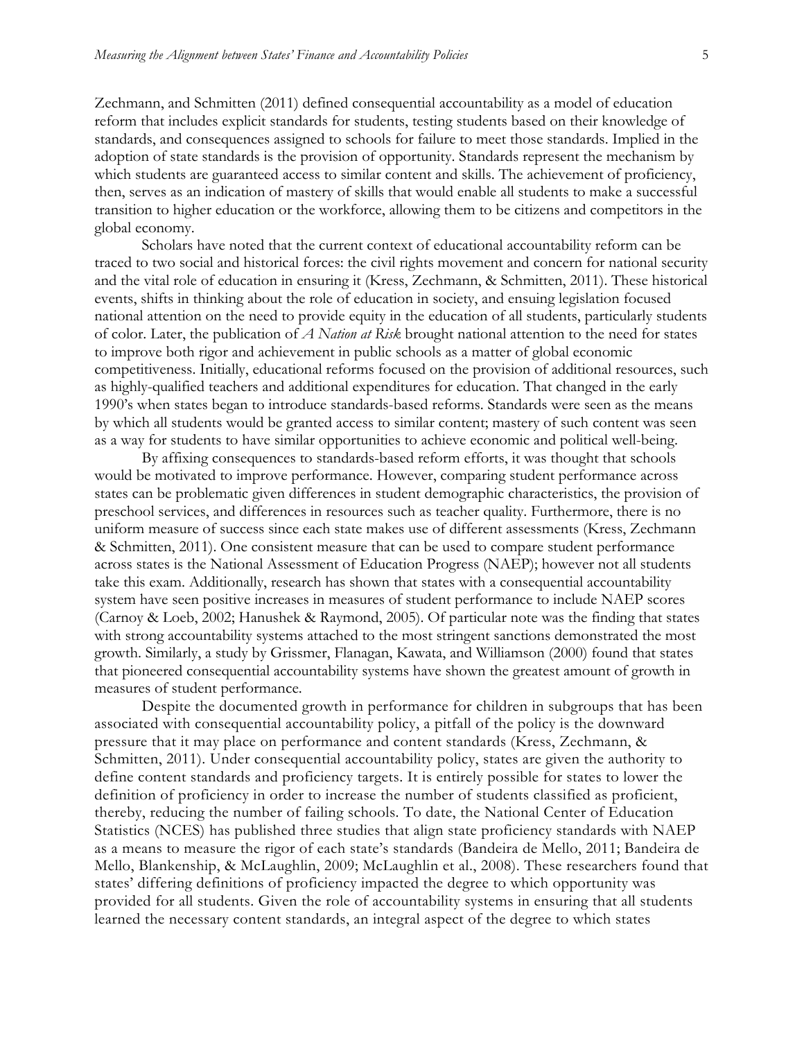Zechmann, and Schmitten (2011) defined consequential accountability as a model of education reform that includes explicit standards for students, testing students based on their knowledge of standards, and consequences assigned to schools for failure to meet those standards. Implied in the adoption of state standards is the provision of opportunity. Standards represent the mechanism by which students are guaranteed access to similar content and skills. The achievement of proficiency, then, serves as an indication of mastery of skills that would enable all students to make a successful transition to higher education or the workforce, allowing them to be citizens and competitors in the global economy.

Scholars have noted that the current context of educational accountability reform can be traced to two social and historical forces: the civil rights movement and concern for national security and the vital role of education in ensuring it (Kress, Zechmann, & Schmitten, 2011). These historical events, shifts in thinking about the role of education in society, and ensuing legislation focused national attention on the need to provide equity in the education of all students, particularly students of color. Later, the publication of *A Nation at Risk* brought national attention to the need for states to improve both rigor and achievement in public schools as a matter of global economic competitiveness. Initially, educational reforms focused on the provision of additional resources, such as highly-qualified teachers and additional expenditures for education. That changed in the early 1990's when states began to introduce standards-based reforms. Standards were seen as the means by which all students would be granted access to similar content; mastery of such content was seen as a way for students to have similar opportunities to achieve economic and political well-being.

By affixing consequences to standards-based reform efforts, it was thought that schools would be motivated to improve performance. However, comparing student performance across states can be problematic given differences in student demographic characteristics, the provision of preschool services, and differences in resources such as teacher quality. Furthermore, there is no uniform measure of success since each state makes use of different assessments (Kress, Zechmann & Schmitten, 2011). One consistent measure that can be used to compare student performance across states is the National Assessment of Education Progress (NAEP); however not all students take this exam. Additionally, research has shown that states with a consequential accountability system have seen positive increases in measures of student performance to include NAEP scores (Carnoy & Loeb, 2002; Hanushek & Raymond, 2005). Of particular note was the finding that states with strong accountability systems attached to the most stringent sanctions demonstrated the most growth. Similarly, a study by Grissmer, Flanagan, Kawata, and Williamson (2000) found that states that pioneered consequential accountability systems have shown the greatest amount of growth in measures of student performance.

Despite the documented growth in performance for children in subgroups that has been associated with consequential accountability policy, a pitfall of the policy is the downward pressure that it may place on performance and content standards (Kress, Zechmann, & Schmitten, 2011). Under consequential accountability policy, states are given the authority to define content standards and proficiency targets. It is entirely possible for states to lower the definition of proficiency in order to increase the number of students classified as proficient, thereby, reducing the number of failing schools. To date, the National Center of Education Statistics (NCES) has published three studies that align state proficiency standards with NAEP as a means to measure the rigor of each state's standards (Bandeira de Mello, 2011; Bandeira de Mello, Blankenship, & McLaughlin, 2009; McLaughlin et al., 2008). These researchers found that states' differing definitions of proficiency impacted the degree to which opportunity was provided for all students. Given the role of accountability systems in ensuring that all students learned the necessary content standards, an integral aspect of the degree to which states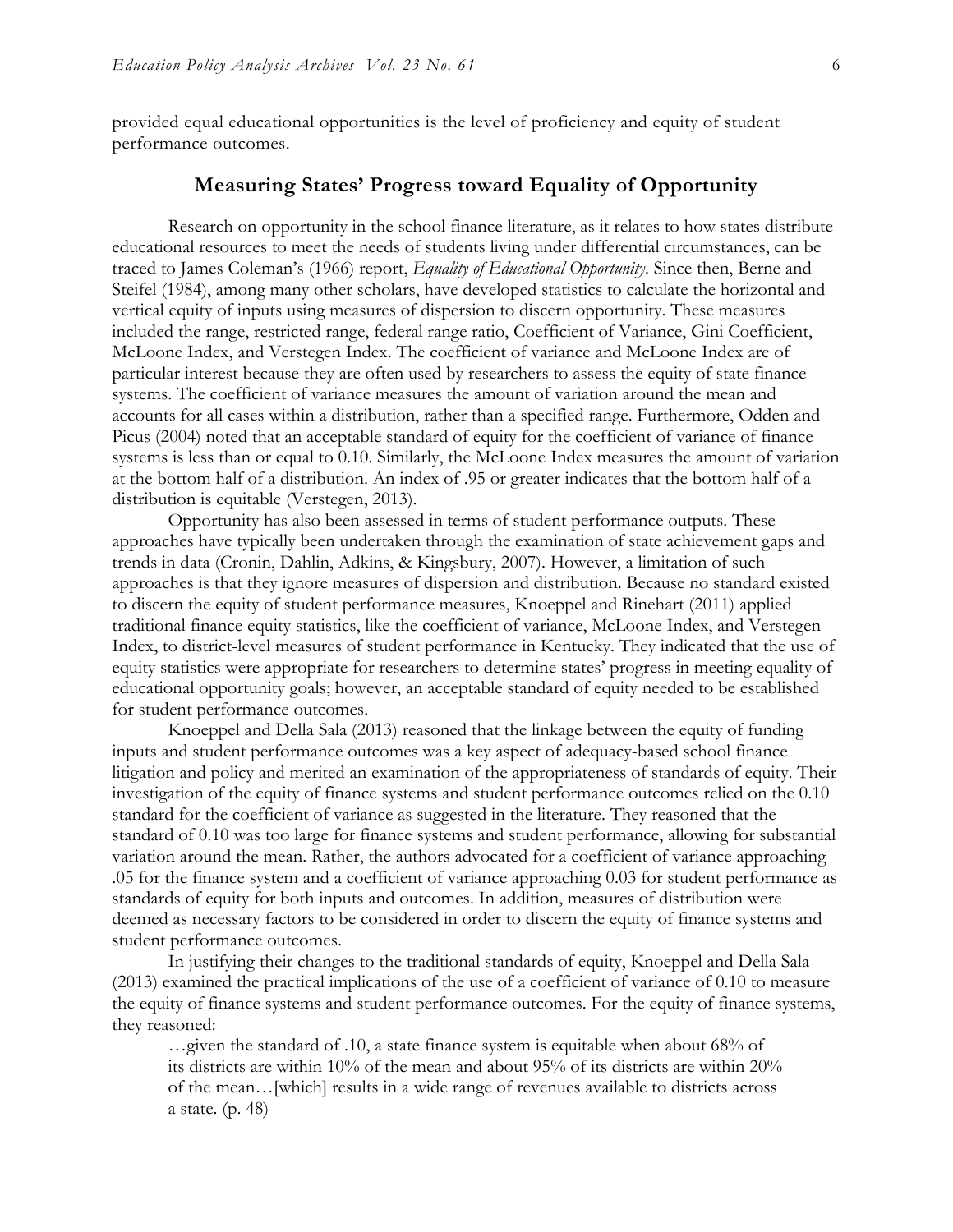provided equal educational opportunities is the level of proficiency and equity of student performance outcomes.

## Measuring States' Progress toward Equality of Opportunity

Research on opportunity in the school finance literature, as it relates to how states distribute educational resources to meet the needs of students living under differential circumstances, can be traced to James Coleman's (1966) report, *Equality of Educational Opportunity*. Since then, Berne and Steifel (1984), among many other scholars, have developed statistics to calculate the horizontal and vertical equity of inputs using measures of dispersion to discern opportunity. These measures included the range, restricted range, federal range ratio, Coefficient of Variance, Gini Coefficient, McLoone Index, and Verstegen Index. The coefficient of variance and McLoone Index are of particular interest because they are often used by researchers to assess the equity of state finance systems. The coefficient of variance measures the amount of variation around the mean and accounts for all cases within a distribution, rather than a specified range. Furthermore, Odden and Picus (2004) noted that an acceptable standard of equity for the coefficient of variance of finance systems is less than or equal to 0.10. Similarly, the McLoone Index measures the amount of variation at the bottom half of a distribution. An index of .95 or greater indicates that the bottom half of a distribution is equitable (Verstegen, 2013).

Opportunity has also been assessed in terms of student performance outputs. These approaches have typically been undertaken through the examination of state achievement gaps and trends in data (Cronin, Dahlin, Adkins, & Kingsbury, 2007). However, a limitation of such approaches is that they ignore measures of dispersion and distribution. Because no standard existed to discern the equity of student performance measures, Knoeppel and Rinehart (2011) applied traditional finance equity statistics, like the coefficient of variance, McLoone Index, and Verstegen Index, to district-level measures of student performance in Kentucky. They indicated that the use of equity statistics were appropriate for researchers to determine states' progress in meeting equality of educational opportunity goals; however, an acceptable standard of equity needed to be established for student performance outcomes.

Knoeppel and Della Sala (2013) reasoned that the linkage between the equity of funding inputs and student performance outcomes was a key aspect of adequacy-based school finance litigation and policy and merited an examination of the appropriateness of standards of equity. Their investigation of the equity of finance systems and student performance outcomes relied on the 0.10 standard for the coefficient of variance as suggested in the literature. They reasoned that the standard of 0.10 was too large for finance systems and student performance, allowing for substantial variation around the mean. Rather, the authors advocated for a coefficient of variance approaching .05 for the finance system and a coefficient of variance approaching 0.03 for student performance as standards of equity for both inputs and outcomes. In addition, measures of distribution were deemed as necessary factors to be considered in order to discern the equity of finance systems and student performance outcomes.

In justifying their changes to the traditional standards of equity, Knoeppel and Della Sala (2013) examined the practical implications of the use of a coefficient of variance of 0.10 to measure the equity of finance systems and student performance outcomes. For the equity of finance systems, they reasoned:

> …given the standard of .10, a state finance system is equitable when about 68% of its districts are within 10% of the mean and about 95% of its districts are within 20% of the mean…[which] results in a wide range of revenues available to districts across a state. (p. 48)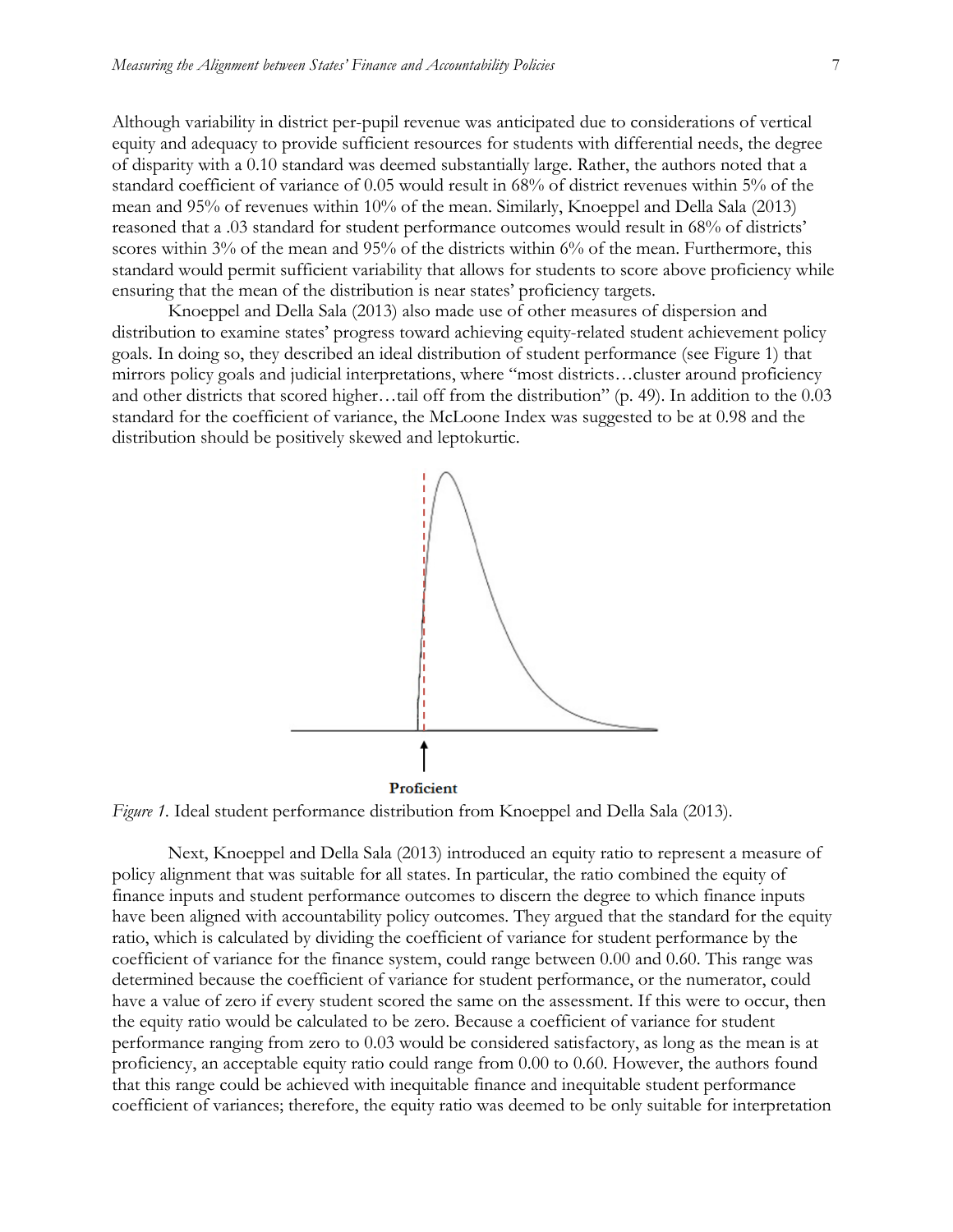Although variability in district per-pupil revenue was anticipated due to considerations of vertical equity and adequacy to provide sufficient resources for students with differential needs, the degree of disparity with a 0.10 standard was deemed substantially large. Rather, the authors noted that a standard coefficient of variance of 0.05 would result in 68% of district revenues within 5% of the mean and 95% of revenues within 10% of the mean. Similarly, Knoeppel and Della Sala (2013) reasoned that a .03 standard for student performance outcomes would result in 68% of districts' scores within 3% of the mean and 95% of the districts within 6% of the mean. Furthermore, this standard would permit sufficient variability that allows for students to score above proficiency while ensuring that the mean of the distribution is near states' proficiency targets.

Knoeppel and Della Sala (2013) also made use of other measures of dispersion and distribution to examine states' progress toward achieving equity-related student achievement policy goals. In doing so, they described an ideal distribution of student performance (see Figure 1) that mirrors policy goals and judicial interpretations, where "most districts…cluster around proficiency and other districts that scored higher…tail off from the distribution" (p. 49). In addition to the 0.03 standard for the coefficient of variance, the McLoone Index was suggested to be at 0.98 and the distribution should be positively skewed and leptokurtic.

Proficient

*Figure 1.* Ideal student performance distribution from Knoeppel and Della Sala (2013).

Next, Knoeppel and Della Sala (2013) introduced an equity ratio to represent a measure of policy alignment that was suitable for all states. In particular, the ratio combined the equity of finance inputs and student performance outcomes to discern the degree to which finance inputs have been aligned with accountability policy outcomes. They argued that the standard for the equity ratio, which is calculated by dividing the coefficient of variance for student performance by the coefficient of variance for the finance system, could range between 0.00 and 0.60. This range was determined because the coefficient of variance for student performance, or the numerator, could have a value of zero if every student scored the same on the assessment. If this were to occur, then the equity ratio would be calculated to be zero. Because a coefficient of variance for student performance ranging from zero to 0.03 would be considered satisfactory, as long as the mean is at proficiency, an acceptable equity ratio could range from 0.00 to 0.60. However, the authors found that this range could be achieved with inequitable finance and inequitable student performance coefficient of variances; therefore, the equity ratio was deemed to be only suitable for interpretation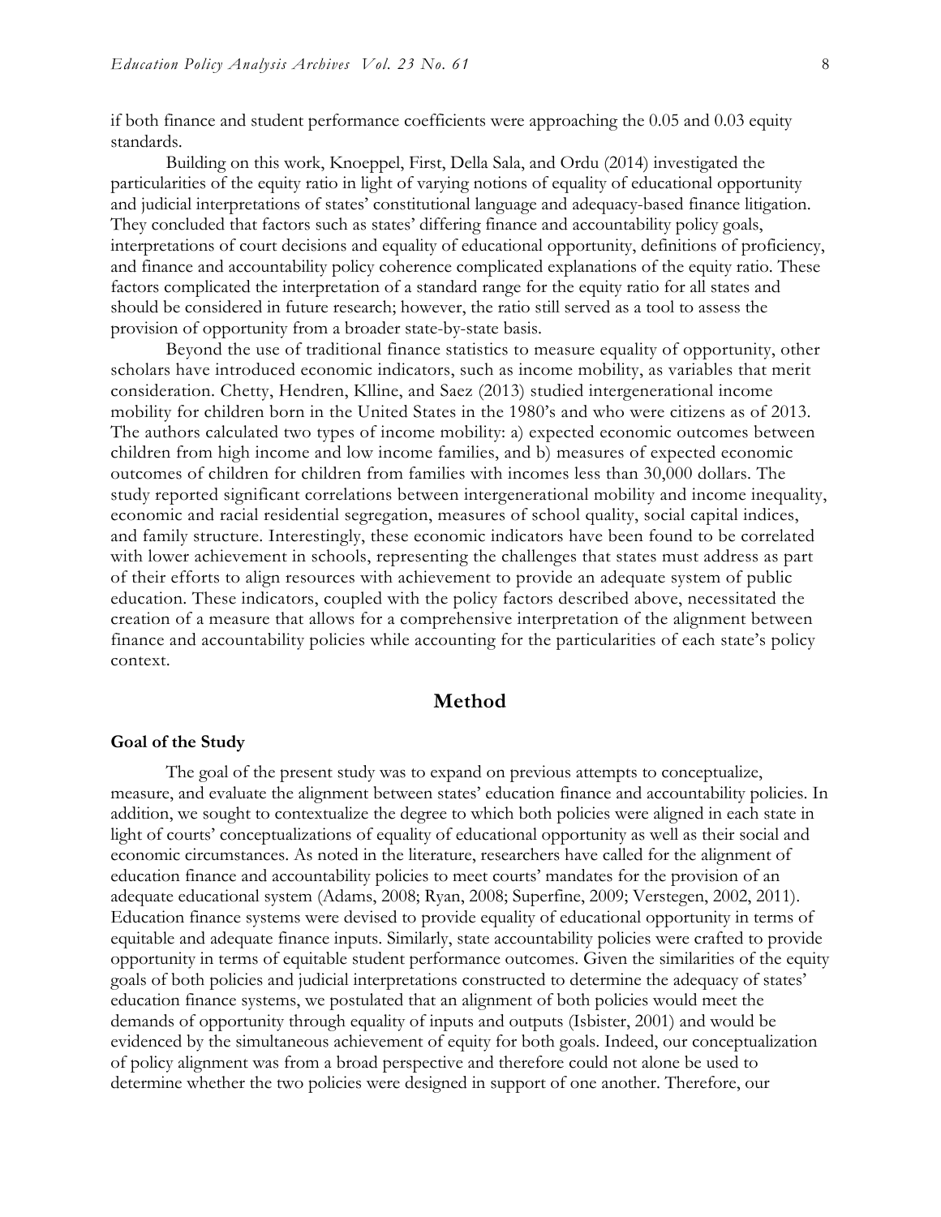if both finance and student performance coefficients were approaching the 0.05 and 0.03 equity standards.

Building on this work, Knoeppel, First, Della Sala, and Ordu (2014) investigated the particularities of the equity ratio in light of varying notions of equality of educational opportunity and judicial interpretations of states' constitutional language and adequacy-based finance litigation. They concluded that factors such as states' differing finance and accountability policy goals, interpretations of court decisions and equality of educational opportunity, definitions of proficiency, and finance and accountability policy coherence complicated explanations of the equity ratio. These factors complicated the interpretation of a standard range for the equity ratio for all states and should be considered in future research; however, the ratio still served as a tool to assess the provision of opportunity from a broader state-by-state basis.

Beyond the use of traditional finance statistics to measure equality of opportunity, other scholars have introduced economic indicators, such as income mobility, as variables that merit consideration. Chetty, Hendren, Klline, and Saez (2013) studied intergenerational income mobility for children born in the United States in the 1980's and who were citizens as of 2013. The authors calculated two types of income mobility: a) expected economic outcomes between children from high income and low income families, and b) measures of expected economic outcomes of children for children from families with incomes less than 30,000 dollars. The study reported significant correlations between intergenerational mobility and income inequality, economic and racial residential segregation, measures of school quality, social capital indices, and family structure. Interestingly, these economic indicators have been found to be correlated with lower achievement in schools, representing the challenges that states must address as part of their efforts to align resources with achievement to provide an adequate system of public education. These indicators, coupled with the policy factors described above, necessitated the creation of a measure that allows for a comprehensive interpretation of the alignment between finance and accountability policies while accounting for the particularities of each state's policy context.

## Method

### Goal of the Study

The goal of the present study was to expand on previous attempts to conceptualize, measure, and evaluate the alignment between states' education finance and accountability policies. In addition, we sought to contextualize the degree to which both policies were aligned in each state in light of courts' conceptualizations of equality of educational opportunity as well as their social and economic circumstances. As noted in the literature, researchers have called for the alignment of education finance and accountability policies to meet courts' mandates for the provision of an adequate educational system (Adams, 2008; Ryan, 2008; Superfine, 2009; Verstegen, 2002, 2011). Education finance systems were devised to provide equality of educational opportunity in terms of equitable and adequate finance inputs. Similarly, state accountability policies were crafted to provide opportunity in terms of equitable student performance outcomes. Given the similarities of the equity goals of both policies and judicial interpretations constructed to determine the adequacy of states' education finance systems, we postulated that an alignment of both policies would meet the demands of opportunity through equality of inputs and outputs (Isbister, 2001) and would be evidenced by the simultaneous achievement of equity for both goals. Indeed, our conceptualization of policy alignment was from a broad perspective and therefore could not alone be used to determine whether the two policies were designed in support of one another. Therefore, our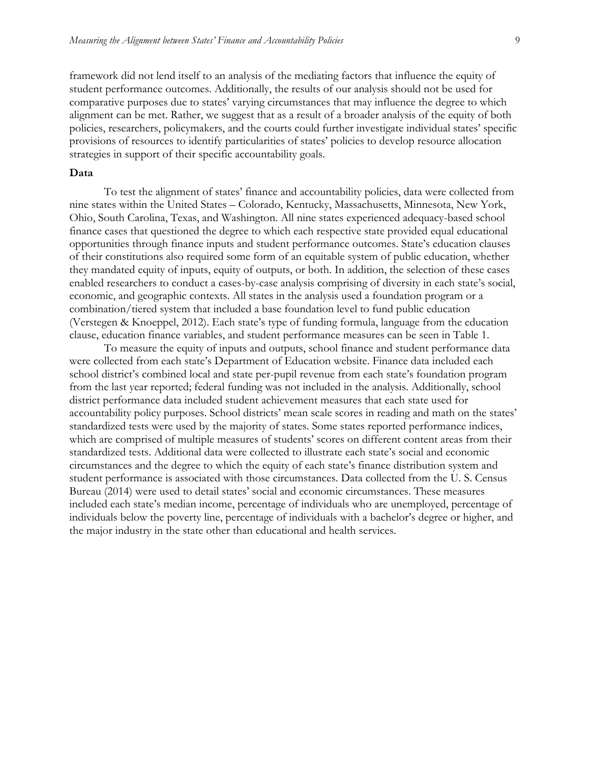framework did not lend itself to an analysis of the mediating factors that influence the equity of student performance outcomes. Additionally, the results of our analysis should not be used for comparative purposes due to states' varying circumstances that may influence the degree to which alignment can be met. Rather, we suggest that as a result of a broader analysis of the equity of both policies, researchers, policymakers, and the courts could further investigate individual states' specific provisions of resources to identify particularities of states' policies to develop resource allocation strategies in support of their specific accountability goals.

### Data

To test the alignment of states' finance and accountability policies, data were collected from nine states within the United States – Colorado, Kentucky, Massachusetts, Minnesota, New York, Ohio, South Carolina, Texas, and Washington. All nine states experienced adequacy-based school finance cases that questioned the degree to which each respective state provided equal educational opportunities through finance inputs and student performance outcomes. State's education clauses of their constitutions also required some form of an equitable system of public education, whether they mandated equity of inputs, equity of outputs, or both. In addition, the selection of these cases enabled researchers to conduct a cases-by-case analysis comprising of diversity in each state's social, economic, and geographic contexts. All states in the analysis used a foundation program or a combination/tiered system that included a base foundation level to fund public education (Verstegen & Knoeppel, 2012). Each state's type of funding formula, language from the education clause, education finance variables, and student performance measures can be seen in Table 1.

To measure the equity of inputs and outputs, school finance and student performance data were collected from each state's Department of Education website. Finance data included each school district's combined local and state per-pupil revenue from each state's foundation program from the last year reported; federal funding was not included in the analysis. Additionally, school district performance data included student achievement measures that each state used for accountability policy purposes. School districts' mean scale scores in reading and math on the states' standardized tests were used by the majority of states. Some states reported performance indices, which are comprised of multiple measures of students' scores on different content areas from their standardized tests. Additional data were collected to illustrate each state's social and economic circumstances and the degree to which the equity of each state's finance distribution system and student performance is associated with those circumstances. Data collected from the U. S. Census Bureau (2014) were used to detail states' social and economic circumstances. These measures included each state's median income, percentage of individuals who are unemployed, percentage of individuals below the poverty line, percentage of individuals with a bachelor's degree or higher, and the major industry in the state other than educational and health services.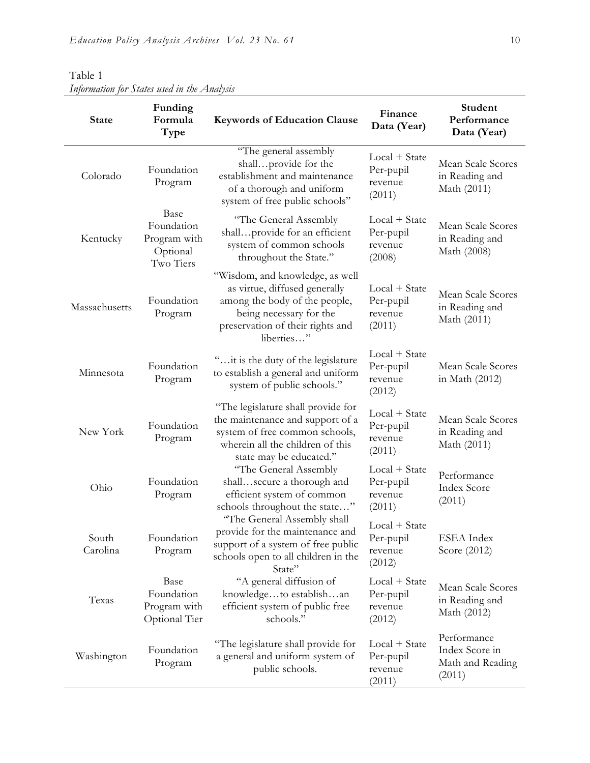Table 1
*Information for States used in the Analysis*

| State | Funding Formula Type | Keywords of Education Clause | Finance Data (Year) | Student Performance Data (Year) |
|---|---|---|---|---|
| Colorado | Foundation Program | "The general assembly shall…provide for the establishment and maintenance of a thorough and uniform system of free public schools" | Local + State Per-pupil revenue (2011) | Mean Scale Scores in Reading and Math (2011) |
| Kentucky | Base Foundation Program with Optional Two Tiers | "The General Assembly shall…provide for an efficient system of common schools throughout the State." | Local + State Per-pupil revenue (2008) | Mean Scale Scores in Reading and Math (2008) |
| Massachusetts | Foundation Program | "Wisdom, and knowledge, as well as virtue, diffused generally among the body of the people, being necessary for the preservation of their rights and liberties…" | Local + State Per-pupil revenue (2011) | Mean Scale Scores in Reading and Math (2011) |
| Minnesota | Foundation Program | "…it is the duty of the legislature to establish a general and uniform system of public schools." | Local + State Per-pupil revenue (2012) | Mean Scale Scores in Math (2012) |
| New York | Foundation Program | "The legislature shall provide for the maintenance and support of a system of free common schools, wherein all the children of this state may be educated." | Local + State Per-pupil revenue (2011) | Mean Scale Scores in Reading and Math (2011) |
| Ohio | Foundation Program | "The General Assembly shall…secure a thorough and efficient system of common schools throughout the state…" | Local + State Per-pupil revenue (2011) | Performance Index Score (2011) |
| South Carolina | Foundation Program | "The General Assembly shall provide for the maintenance and support of a system of free public schools open to all children in the State" | Local + State Per-pupil revenue (2012) | ESEA Index Score (2012) |
| Texas | Base Foundation Program with Optional Tier | "A general diffusion of knowledge…to establish…an efficient system of public free schools." | Local + State Per-pupil revenue (2012) | Mean Scale Scores in Reading and Math (2012) |
| Washington | Foundation Program | "The legislature shall provide for a general and uniform system of public schools. | Local + State Per-pupil revenue (2011) | Performance Index Score in Math and Reading (2011) |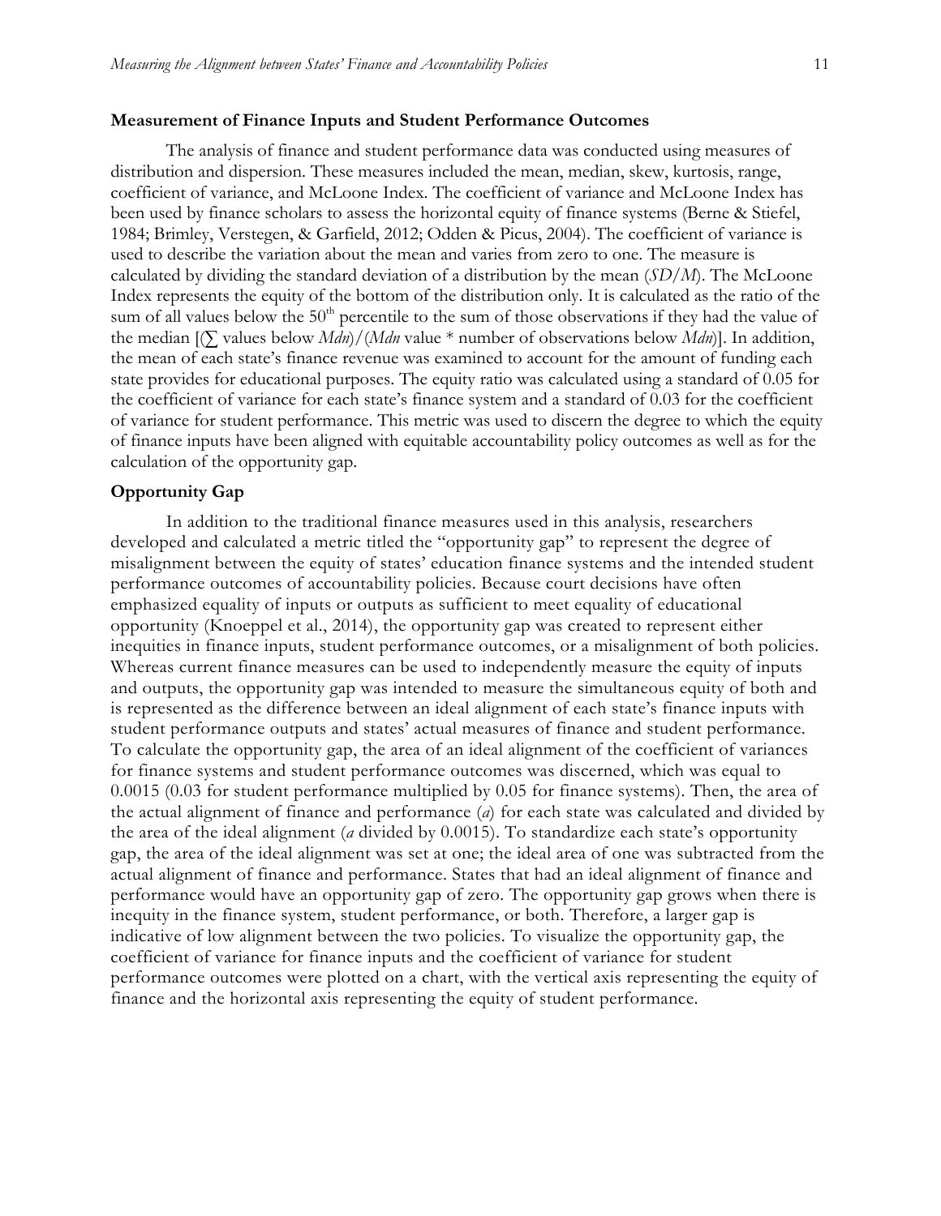### Measurement of Finance Inputs and Student Performance Outcomes

The analysis of finance and student performance data was conducted using measures of distribution and dispersion. These measures included the mean, median, skew, kurtosis, range, coefficient of variance, and McLoone Index. The coefficient of variance and McLoone Index has been used by finance scholars to assess the horizontal equity of finance systems (Berne & Stiefel, 1984; Brimley, Verstegen, & Garfield, 2012; Odden & Picus, 2004). The coefficient of variance is used to describe the variation about the mean and varies from zero to one. The measure is calculated by dividing the standard deviation of a distribution by the mean (*SD*/*M*). The McLoone Index represents the equity of the bottom of the distribution only. It is calculated as the ratio of the sum of all values below the 50th percentile to the sum of those observations if they had the value of the median [(∑ values below *Mdn*)/(*Mdn* value * number of observations below *Mdn*)]. In addition, the mean of each state's finance revenue was examined to account for the amount of funding each state provides for educational purposes. The equity ratio was calculated using a standard of 0.05 for the coefficient of variance for each state's finance system and a standard of 0.03 for the coefficient of variance for student performance. This metric was used to discern the degree to which the equity of finance inputs have been aligned with equitable accountability policy outcomes as well as for the calculation of the opportunity gap.

### Opportunity Gap

In addition to the traditional finance measures used in this analysis, researchers developed and calculated a metric titled the "opportunity gap" to represent the degree of misalignment between the equity of states' education finance systems and the intended student performance outcomes of accountability policies. Because court decisions have often emphasized equality of inputs or outputs as sufficient to meet equality of educational opportunity (Knoeppel et al., 2014), the opportunity gap was created to represent either inequities in finance inputs, student performance outcomes, or a misalignment of both policies. Whereas current finance measures can be used to independently measure the equity of inputs and outputs, the opportunity gap was intended to measure the simultaneous equity of both and is represented as the difference between an ideal alignment of each state's finance inputs with student performance outputs and states' actual measures of finance and student performance. To calculate the opportunity gap, the area of an ideal alignment of the coefficient of variances for finance systems and student performance outcomes was discerned, which was equal to 0.0015 (0.03 for student performance multiplied by 0.05 for finance systems). Then, the area of the actual alignment of finance and performance (*a*) for each state was calculated and divided by the area of the ideal alignment (*a* divided by 0.0015). To standardize each state's opportunity gap, the area of the ideal alignment was set at one; the ideal area of one was subtracted from the actual alignment of finance and performance. States that had an ideal alignment of finance and performance would have an opportunity gap of zero. The opportunity gap grows when there is inequity in the finance system, student performance, or both. Therefore, a larger gap is indicative of low alignment between the two policies. To visualize the opportunity gap, the coefficient of variance for finance inputs and the coefficient of variance for student performance outcomes were plotted on a chart, with the vertical axis representing the equity of finance and the horizontal axis representing the equity of student performance.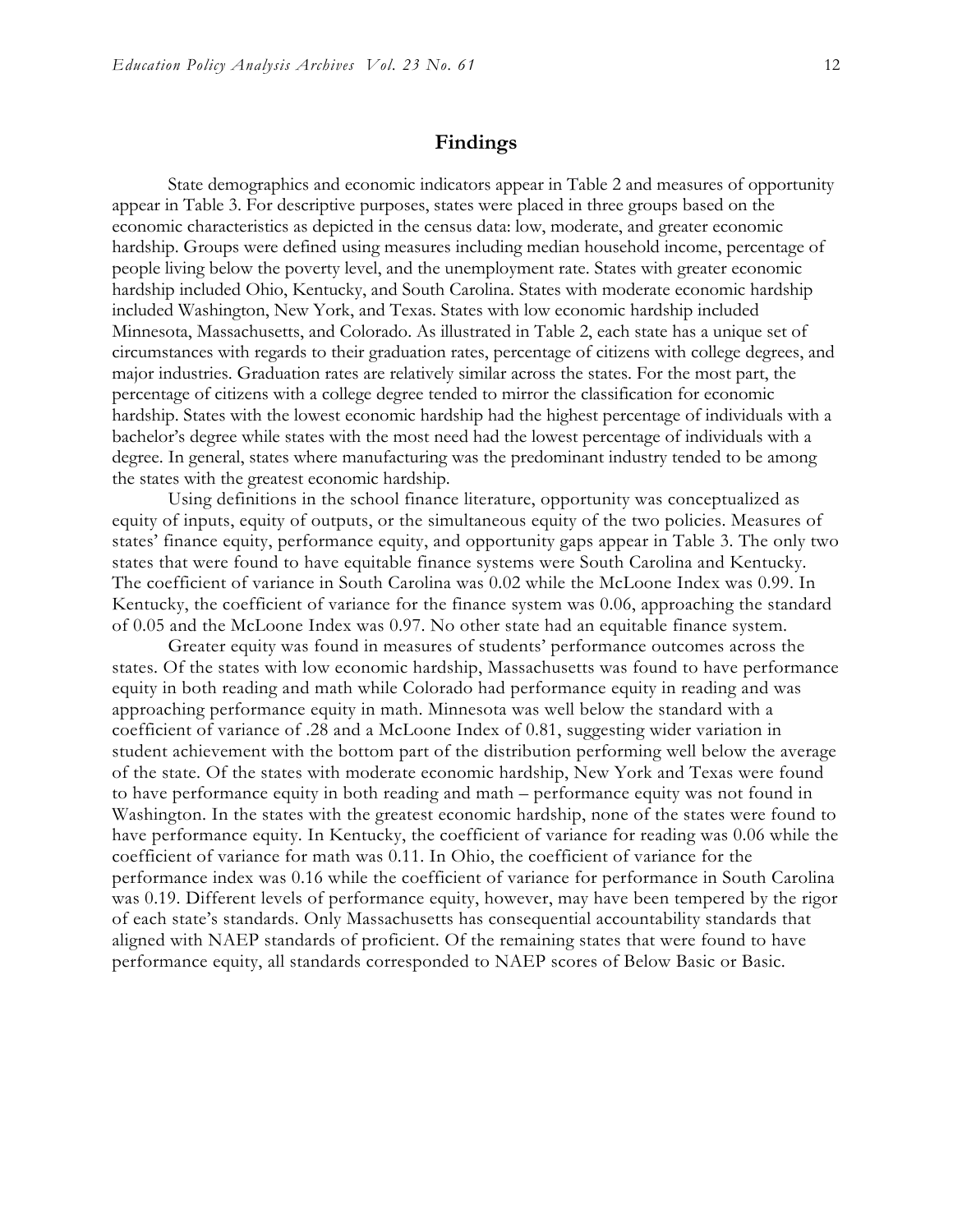## Findings

State demographics and economic indicators appear in Table 2 and measures of opportunity appear in Table 3. For descriptive purposes, states were placed in three groups based on the economic characteristics as depicted in the census data: low, moderate, and greater economic hardship. Groups were defined using measures including median household income, percentage of people living below the poverty level, and the unemployment rate. States with greater economic hardship included Ohio, Kentucky, and South Carolina. States with moderate economic hardship included Washington, New York, and Texas. States with low economic hardship included Minnesota, Massachusetts, and Colorado. As illustrated in Table 2, each state has a unique set of circumstances with regards to their graduation rates, percentage of citizens with college degrees, and major industries. Graduation rates are relatively similar across the states. For the most part, the percentage of citizens with a college degree tended to mirror the classification for economic hardship. States with the lowest economic hardship had the highest percentage of individuals with a bachelor's degree while states with the most need had the lowest percentage of individuals with a degree. In general, states where manufacturing was the predominant industry tended to be among the states with the greatest economic hardship.

Using definitions in the school finance literature, opportunity was conceptualized as equity of inputs, equity of outputs, or the simultaneous equity of the two policies. Measures of states' finance equity, performance equity, and opportunity gaps appear in Table 3. The only two states that were found to have equitable finance systems were South Carolina and Kentucky. The coefficient of variance in South Carolina was 0.02 while the McLoone Index was 0.99. In Kentucky, the coefficient of variance for the finance system was 0.06, approaching the standard of 0.05 and the McLoone Index was 0.97. No other state had an equitable finance system.

Greater equity was found in measures of students' performance outcomes across the states. Of the states with low economic hardship, Massachusetts was found to have performance equity in both reading and math while Colorado had performance equity in reading and was approaching performance equity in math. Minnesota was well below the standard with a coefficient of variance of .28 and a McLoone Index of 0.81, suggesting wider variation in student achievement with the bottom part of the distribution performing well below the average of the state. Of the states with moderate economic hardship, New York and Texas were found to have performance equity in both reading and math – performance equity was not found in Washington. In the states with the greatest economic hardship, none of the states were found to have performance equity. In Kentucky, the coefficient of variance for reading was 0.06 while the coefficient of variance for math was 0.11. In Ohio, the coefficient of variance for the performance index was 0.16 while the coefficient of variance for performance in South Carolina was 0.19. Different levels of performance equity, however, may have been tempered by the rigor of each state's standards. Only Massachusetts has consequential accountability standards that aligned with NAEP standards of proficient. Of the remaining states that were found to have performance equity, all standards corresponded to NAEP scores of Below Basic or Basic.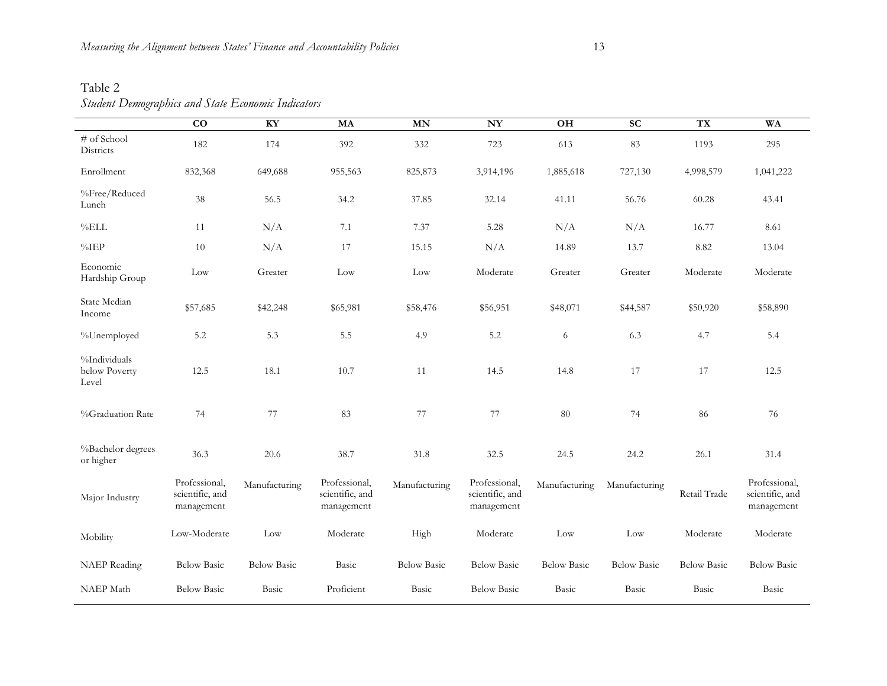Table 2

*Student Demographics and State Economic Indicators*

| | CO | KY | MA | MN | NY | OH | SC | TX | WA |
|---|---|---|---|---|---|---|---|---|---|
| # of School Districts | 182 | 174 | 392 | 332 | 723 | 613 | 83 | 1193 | 295 |
| Enrollment | 832,368 | 649,688 | 955,563 | 825,873 | 3,914,196 | 1,885,618 | 727,130 | 4,998,579 | 1,041,222 |
| %Free/Reduced Lunch | 38 | 56.5 | 34.2 | 37.85 | 32.14 | 41.11 | 56.76 | 60.28 | 43.41 |
| %ELL | 11 | N/A | 7.1 | 7.37 | 5.28 | N/A | N/A | 16.77 | 8.61 |
| %IEP | 10 | N/A | 17 | 15.15 | N/A | 14.89 | 13.7 | 8.82 | 13.04 |
| Economic Hardship Group | Low | Greater | Low | Low | Moderate | Greater | Greater | Moderate | Moderate |
| State Median Income | $57,685 | $42,248 | $65,981 | $58,476 | $56,951 | $48,071 | $44,587 | $50,920 | $58,890 |
| %Unemployed | 5.2 | 5.3 | 5.5 | 4.9 | 5.2 | 6 | 6.3 | 4.7 | 5.4 |
| %Individuals below Poverty Level | 12.5 | 18.1 | 10.7 | 11 | 14.5 | 14.8 | 17 | 17 | 12.5 |
| %Graduation Rate | 74 | 77 | 83 | 77 | 77 | 80 | 74 | 86 | 76 |
| %Bachelor degrees or higher | 36.3 | 20.6 | 38.7 | 31.8 | 32.5 | 24.5 | 24.2 | 26.1 | 31.4 |
| Major Industry | Professional, scientific, and management | Manufacturing | Professional, scientific, and management | Manufacturing | Professional, scientific, and management | Manufacturing | Manufacturing | Retail Trade | Professional, scientific, and management |
| Mobility | Low-Moderate | Low | Moderate | High | Moderate | Low | Low | Moderate | Moderate |
| NAEP Reading | Below Basic | Below Basic | Basic | Below Basic | Below Basic | Below Basic | Below Basic | Below Basic | Below Basic |
| NAEP Math | Below Basic | Basic | Proficient | Basic | Below Basic | Basic | Basic | Basic | Basic |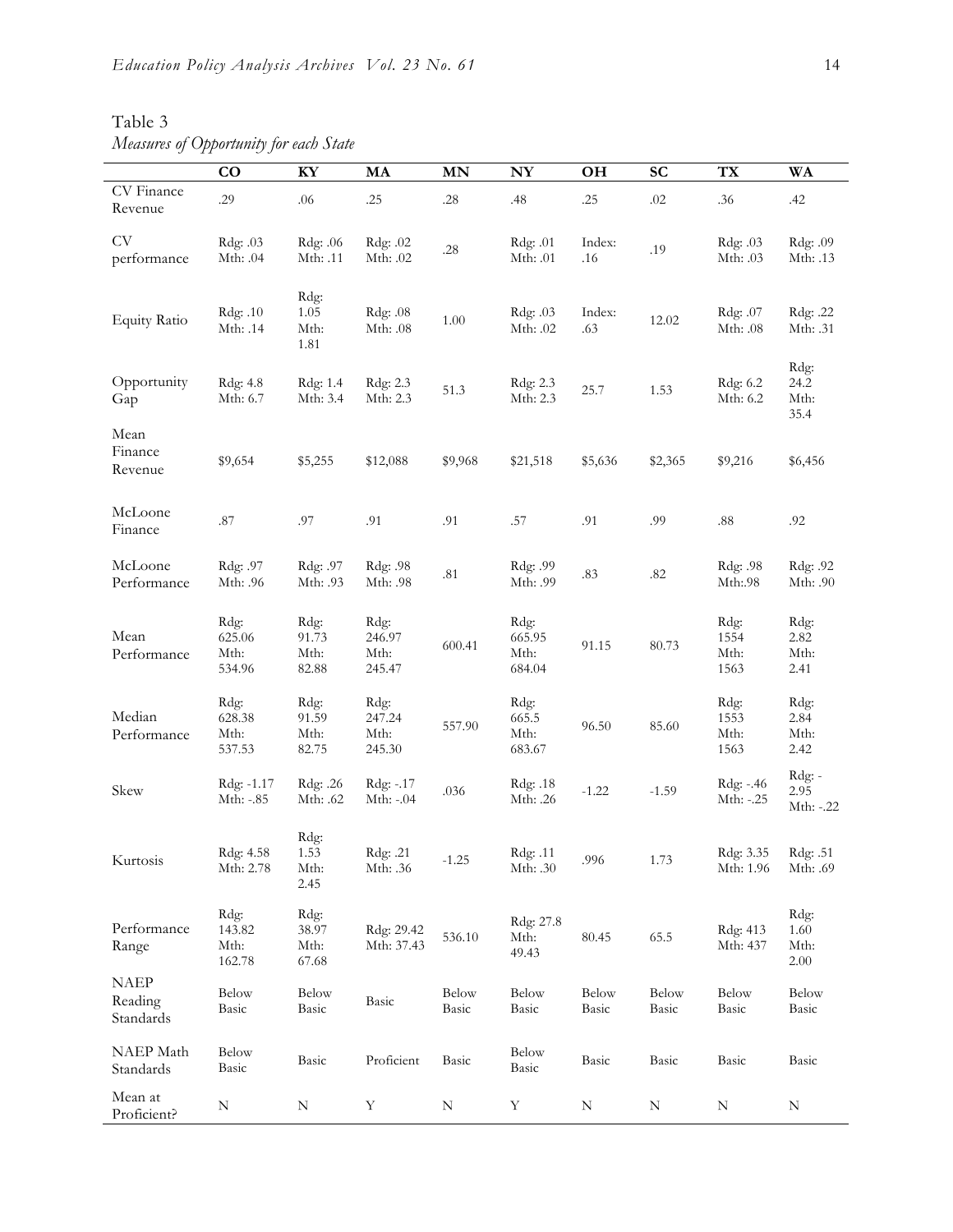Table 3
*Measures of Opportunity for each State*

| | CO | KY | MA | MN | NY | OH | SC | TX | WA |
|---|---|---|---|---|---|---|---|---|---|
| CV Finance Revenue | .29 | .06 | .25 | .28 | .48 | .25 | .02 | .36 | .42 |
| CV performance | Rdg: .03 Mth: .04 | Rdg: .06 Mth: .11 | Rdg: .02 Mth: .02 | .28 | Rdg: .01 Mth: .01 | Index: .16 | .19 | Rdg: .03 Mth: .03 | Rdg: .09 Mth: .13 |
| Equity Ratio | Rdg: .10 Mth: .14 | Rdg: 1.05 Mth: 1.81 | Rdg: .08 Mth: .08 | 1.00 | Rdg: .03 Mth: .02 | Index: .63 | 12.02 | Rdg: .07 Mth: .08 | Rdg: .22 Mth: .31 |
| Opportunity Gap | Rdg: 4.8 Mth: 6.7 | Rdg: 1.4 Mth: 3.4 | Rdg: 2.3 Mth: 2.3 | 51.3 | Rdg: 2.3 Mth: 2.3 | 25.7 | 1.53 | Rdg: 6.2 Mth: 6.2 | Rdg: 24.2 Mth: 35.4 |
| Mean Finance Revenue | $9,654 | $5,255 | $12,088 | $9,968 | $21,518 | $5,636 | $2,365 | $9,216 | $6,456 |
| McLoone Finance | .87 | .97 | .91 | .91 | .57 | .91 | .99 | .88 | .92 |
| McLoone Performance | Rdg: .97 Mth: .96 | Rdg: .97 Mth: .93 | Rdg: .98 Mth: .98 | .81 | Rdg: .99 Mth: .99 | .83 | .82 | Rdg: .98 Mth:.98 | Rdg: .92 Mth: .90 |
| Mean Performance | Rdg: 625.06 Mth: 534.96 | Rdg: 91.73 Mth: 82.88 | Rdg: 246.97 Mth: 245.47 | 600.41 | Rdg: 665.95 Mth: 684.04 | 91.15 | 80.73 | Rdg: 1554 Mth: 1563 | Rdg: 2.82 Mth: 2.41 |
| Median Performance | Rdg: 628.38 Mth: 537.53 | Rdg: 91.59 Mth: 82.75 | Rdg: 247.24 Mth: 245.30 | 557.90 | Rdg: 665.5 Mth: 683.67 | 96.50 | 85.60 | Rdg: 1553 Mth: 1563 | Rdg: 2.84 Mth: 2.42 |
| Skew | Rdg: -1.17 Mth: -.85 | Rdg: .26 Mth: .62 | Rdg: -.17 Mth: -.04 | .036 | Rdg: .18 Mth: .26 | -1.22 | -1.59 | Rdg: -.46 Mth: -.25 | Rdg: -2.95 Mth: -.22 |
| Kurtosis | Rdg: 4.58 Mth: 2.78 | Rdg: 1.53 Mth: 2.45 | Rdg: .21 Mth: .36 | -1.25 | Rdg: .11 Mth: .30 | .996 | 1.73 | Rdg: 3.35 Mth: 1.96 | Rdg: .51 Mth: .69 |
| Performance Range | Rdg: 143.82 Mth: 162.78 | Rdg: 38.97 Mth: 67.68 | Rdg: 29.42 Mth: 37.43 | 536.10 | Rdg: 27.8 Mth: 49.43 | 80.45 | 65.5 | Rdg: 413 Mth: 437 | Rdg: 1.60 Mth: 2.00 |
| NAEP Reading Standards | Below Basic | Below Basic | Basic | Below Basic | Below Basic | Below Basic | Below Basic | Below Basic | Below Basic |
| NAEP Math Standards | Below Basic | Basic | Proficient | Basic | Below Basic | Basic | Basic | Basic | Basic |
| Mean at Proficient? | N | N | Y | N | Y | N | N | N | N |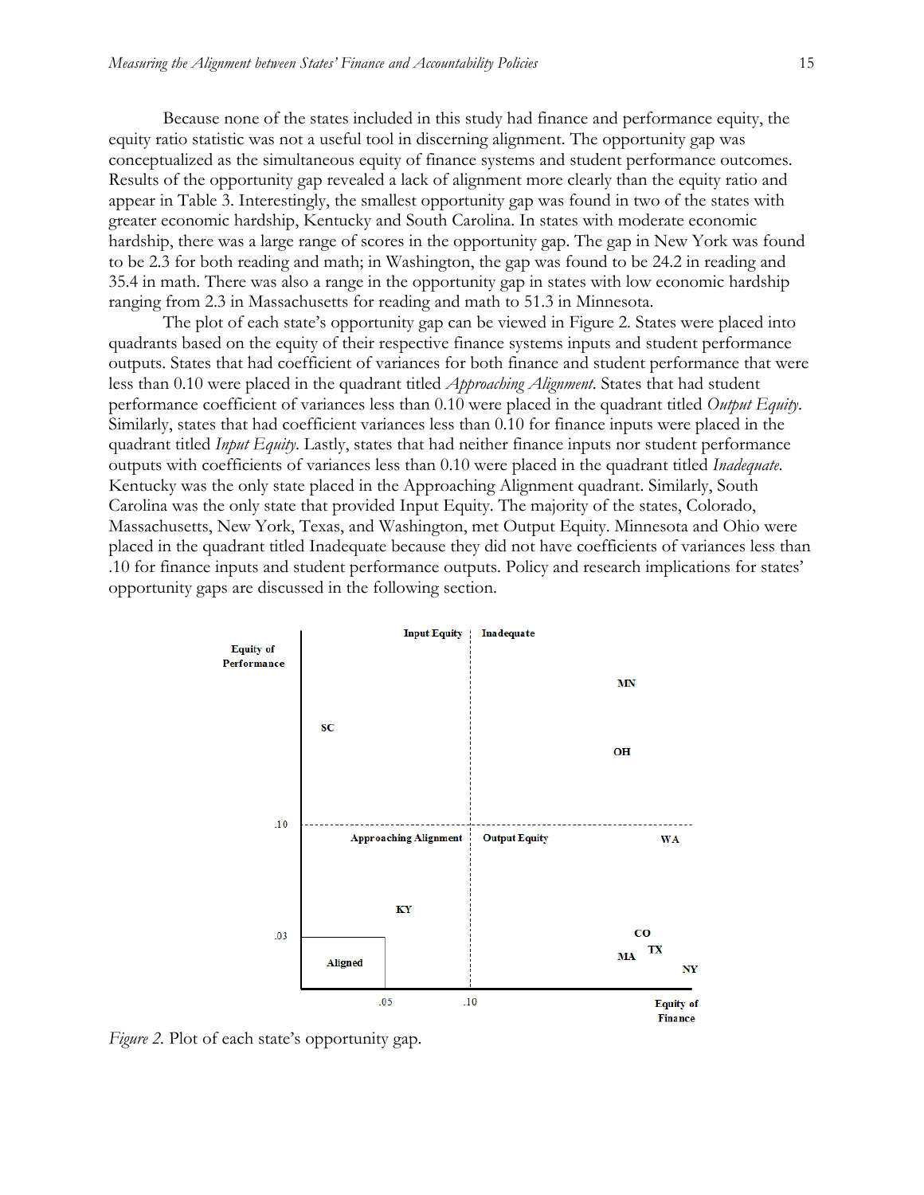Because none of the states included in this study had finance and performance equity, the equity ratio statistic was not a useful tool in discerning alignment. The opportunity gap was conceptualized as the simultaneous equity of finance systems and student performance outcomes. Results of the opportunity gap revealed a lack of alignment more clearly than the equity ratio and appear in Table 3. Interestingly, the smallest opportunity gap was found in two of the states with greater economic hardship, Kentucky and South Carolina. In states with moderate economic hardship, there was a large range of scores in the opportunity gap. The gap in New York was found to be 2.3 for both reading and math; in Washington, the gap was found to be 24.2 in reading and 35.4 in math. There was also a range in the opportunity gap in states with low economic hardship ranging from 2.3 in Massachusetts for reading and math to 51.3 in Minnesota.

The plot of each state's opportunity gap can be viewed in Figure 2. States were placed into quadrants based on the equity of their respective finance systems inputs and student performance outputs. States that had coefficient of variances for both finance and student performance that were less than 0.10 were placed in the quadrant titled *Approaching Alignment*. States that had student performance coefficient of variances less than 0.10 were placed in the quadrant titled *Output Equity*. Similarly, states that had coefficient variances less than 0.10 for finance inputs were placed in the quadrant titled *Input Equity*. Lastly, states that had neither finance inputs nor student performance outputs with coefficients of variances less than 0.10 were placed in the quadrant titled *Inadequate*. Kentucky was the only state placed in the Approaching Alignment quadrant. Similarly, South Carolina was the only state that provided Input Equity. The majority of the states, Colorado, Massachusetts, New York, Texas, and Washington, met Output Equity. Minnesota and Ohio were placed in the quadrant titled Inadequate because they did not have coefficients of variances less than .10 for finance inputs and student performance outputs. Policy and research implications for states' opportunity gaps are discussed in the following section.

*Figure 2.* Plot of each state's opportunity gap.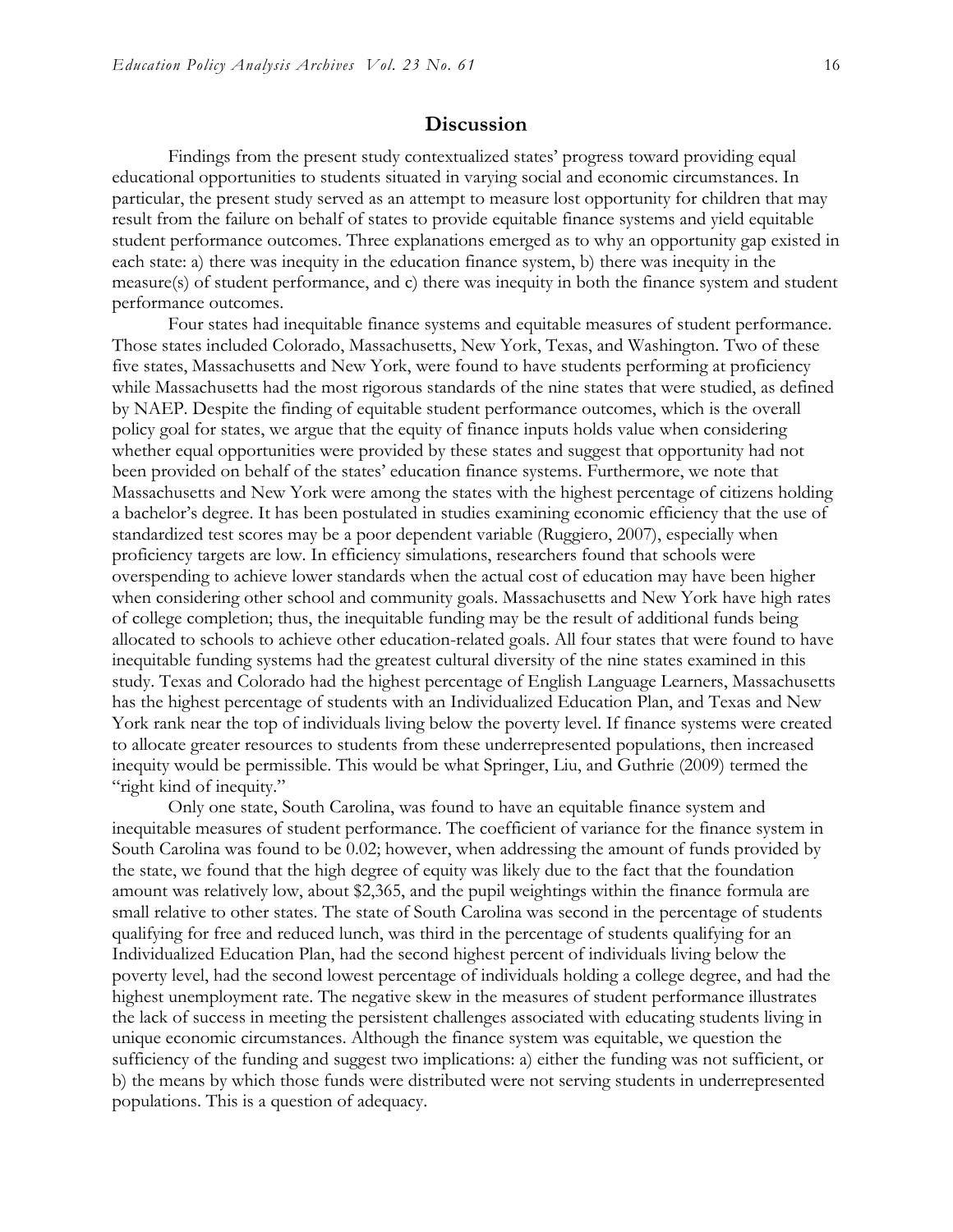## Discussion

Findings from the present study contextualized states' progress toward providing equal educational opportunities to students situated in varying social and economic circumstances. In particular, the present study served as an attempt to measure lost opportunity for children that may result from the failure on behalf of states to provide equitable finance systems and yield equitable student performance outcomes. Three explanations emerged as to why an opportunity gap existed in each state: a) there was inequity in the education finance system, b) there was inequity in the measure(s) of student performance, and c) there was inequity in both the finance system and student performance outcomes.

Four states had inequitable finance systems and equitable measures of student performance. Those states included Colorado, Massachusetts, New York, Texas, and Washington. Two of these five states, Massachusetts and New York, were found to have students performing at proficiency while Massachusetts had the most rigorous standards of the nine states that were studied, as defined by NAEP. Despite the finding of equitable student performance outcomes, which is the overall policy goal for states, we argue that the equity of finance inputs holds value when considering whether equal opportunities were provided by these states and suggest that opportunity had not been provided on behalf of the states' education finance systems. Furthermore, we note that Massachusetts and New York were among the states with the highest percentage of citizens holding a bachelor's degree. It has been postulated in studies examining economic efficiency that the use of standardized test scores may be a poor dependent variable (Ruggiero, 2007), especially when proficiency targets are low. In efficiency simulations, researchers found that schools were overspending to achieve lower standards when the actual cost of education may have been higher when considering other school and community goals. Massachusetts and New York have high rates of college completion; thus, the inequitable funding may be the result of additional funds being allocated to schools to achieve other education-related goals. All four states that were found to have inequitable funding systems had the greatest cultural diversity of the nine states examined in this study. Texas and Colorado had the highest percentage of English Language Learners, Massachusetts has the highest percentage of students with an Individualized Education Plan, and Texas and New York rank near the top of individuals living below the poverty level. If finance systems were created to allocate greater resources to students from these underrepresented populations, then increased inequity would be permissible. This would be what Springer, Liu, and Guthrie (2009) termed the "right kind of inequity."

Only one state, South Carolina, was found to have an equitable finance system and inequitable measures of student performance. The coefficient of variance for the finance system in South Carolina was found to be 0.02; however, when addressing the amount of funds provided by the state, we found that the high degree of equity was likely due to the fact that the foundation amount was relatively low, about $2,365, and the pupil weightings within the finance formula are small relative to other states. The state of South Carolina was second in the percentage of students qualifying for free and reduced lunch, was third in the percentage of students qualifying for an Individualized Education Plan, had the second highest percent of individuals living below the poverty level, had the second lowest percentage of individuals holding a college degree, and had the highest unemployment rate. The negative skew in the measures of student performance illustrates the lack of success in meeting the persistent challenges associated with educating students living in unique economic circumstances. Although the finance system was equitable, we question the sufficiency of the funding and suggest two implications: a) either the funding was not sufficient, or b) the means by which those funds were distributed were not serving students in underrepresented populations. This is a question of adequacy.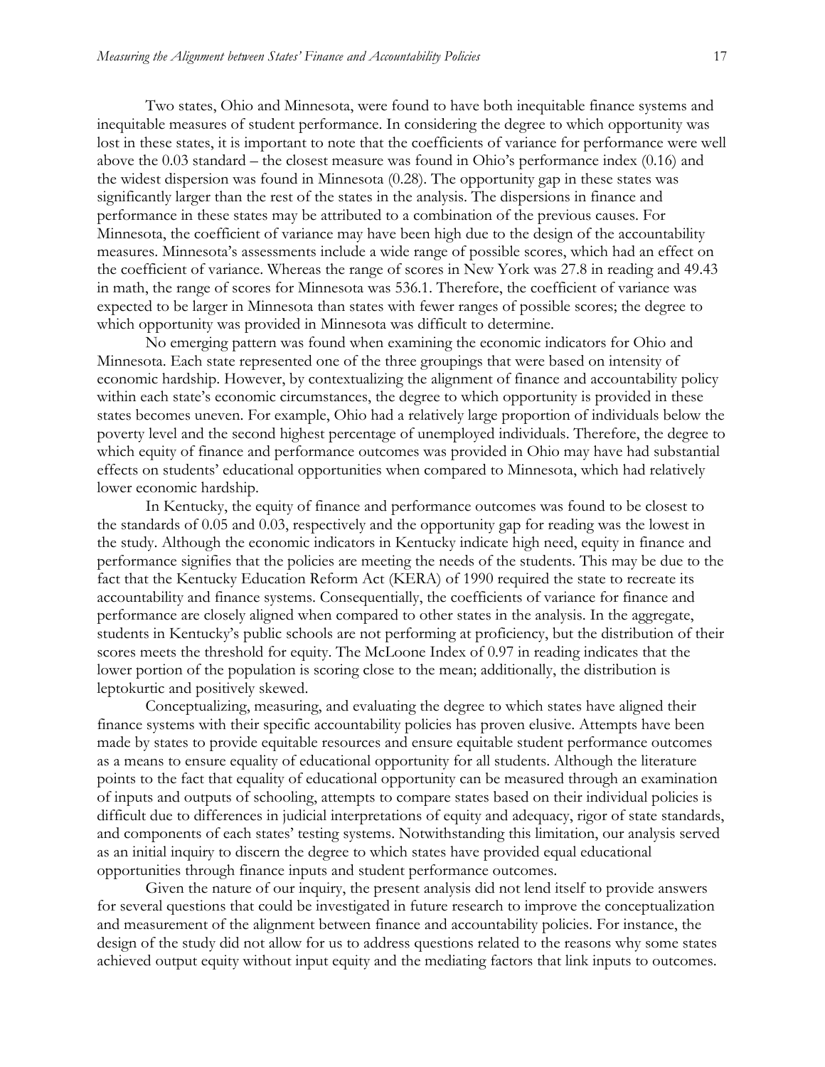Two states, Ohio and Minnesota, were found to have both inequitable finance systems and inequitable measures of student performance. In considering the degree to which opportunity was lost in these states, it is important to note that the coefficients of variance for performance were well above the 0.03 standard – the closest measure was found in Ohio's performance index (0.16) and the widest dispersion was found in Minnesota (0.28). The opportunity gap in these states was significantly larger than the rest of the states in the analysis. The dispersions in finance and performance in these states may be attributed to a combination of the previous causes. For Minnesota, the coefficient of variance may have been high due to the design of the accountability measures. Minnesota's assessments include a wide range of possible scores, which had an effect on the coefficient of variance. Whereas the range of scores in New York was 27.8 in reading and 49.43 in math, the range of scores for Minnesota was 536.1. Therefore, the coefficient of variance was expected to be larger in Minnesota than states with fewer ranges of possible scores; the degree to which opportunity was provided in Minnesota was difficult to determine.

No emerging pattern was found when examining the economic indicators for Ohio and Minnesota. Each state represented one of the three groupings that were based on intensity of economic hardship. However, by contextualizing the alignment of finance and accountability policy within each state's economic circumstances, the degree to which opportunity is provided in these states becomes uneven. For example, Ohio had a relatively large proportion of individuals below the poverty level and the second highest percentage of unemployed individuals. Therefore, the degree to which equity of finance and performance outcomes was provided in Ohio may have had substantial effects on students' educational opportunities when compared to Minnesota, which had relatively lower economic hardship.

In Kentucky, the equity of finance and performance outcomes was found to be closest to the standards of 0.05 and 0.03, respectively and the opportunity gap for reading was the lowest in the study. Although the economic indicators in Kentucky indicate high need, equity in finance and performance signifies that the policies are meeting the needs of the students. This may be due to the fact that the Kentucky Education Reform Act (KERA) of 1990 required the state to recreate its accountability and finance systems. Consequentially, the coefficients of variance for finance and performance are closely aligned when compared to other states in the analysis. In the aggregate, students in Kentucky's public schools are not performing at proficiency, but the distribution of their scores meets the threshold for equity. The McLoone Index of 0.97 in reading indicates that the lower portion of the population is scoring close to the mean; additionally, the distribution is leptokurtic and positively skewed.

Conceptualizing, measuring, and evaluating the degree to which states have aligned their finance systems with their specific accountability policies has proven elusive. Attempts have been made by states to provide equitable resources and ensure equitable student performance outcomes as a means to ensure equality of educational opportunity for all students. Although the literature points to the fact that equality of educational opportunity can be measured through an examination of inputs and outputs of schooling, attempts to compare states based on their individual policies is difficult due to differences in judicial interpretations of equity and adequacy, rigor of state standards, and components of each states' testing systems. Notwithstanding this limitation, our analysis served as an initial inquiry to discern the degree to which states have provided equal educational opportunities through finance inputs and student performance outcomes.

Given the nature of our inquiry, the present analysis did not lend itself to provide answers for several questions that could be investigated in future research to improve the conceptualization and measurement of the alignment between finance and accountability policies. For instance, the design of the study did not allow for us to address questions related to the reasons why some states achieved output equity without input equity and the mediating factors that link inputs to outcomes.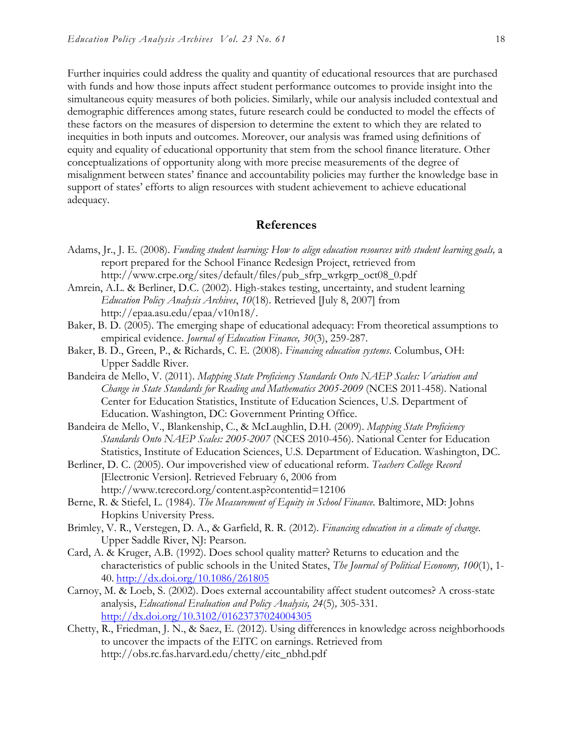Further inquiries could address the quality and quantity of educational resources that are purchased with funds and how those inputs affect student performance outcomes to provide insight into the simultaneous equity measures of both policies. Similarly, while our analysis included contextual and demographic differences among states, future research could be conducted to model the effects of these factors on the measures of dispersion to determine the extent to which they are related to inequities in both inputs and outcomes. Moreover, our analysis was framed using definitions of equity and equality of educational opportunity that stem from the school finance literature. Other conceptualizations of opportunity along with more precise measurements of the degree of misalignment between states' finance and accountability policies may further the knowledge base in support of states' efforts to align resources with student achievement to achieve educational adequacy.

## References

Adams, Jr., J. E. (2008). *Funding student learning: How to align education resources with student learning goals,* a report prepared for the School Finance Redesign Project, retrieved from http://www.crpe.org/sites/default/files/pub_sfrp_wrkgrp_oct08_0.pdf

Amrein, A.L. & Berliner, D.C. (2002). High-stakes testing, uncertainty, and student learning *Education Policy Analysis Archives*, *10*(18). Retrieved [July 8, 2007] from http://epaa.asu.edu/epaa/v10n18/.

Baker, B. D. (2005). The emerging shape of educational adequacy: From theoretical assumptions to empirical evidence. *Journal of Education Finance, 30*(3), 259-287.

Baker, B. D., Green, P., & Richards, C. E. (2008). *Financing education systems*. Columbus, OH: Upper Saddle River.

Bandeira de Mello, V. (2011). *Mapping State Proficiency Standards Onto NAEP Scales: Variation and Change in State Standards for Reading and Mathematics 2005-2009* (NCES 2011-458). National Center for Education Statistics, Institute of Education Sciences, U.S. Department of Education. Washington, DC: Government Printing Office.

Bandeira de Mello, V., Blankenship, C., & McLaughlin, D.H. (2009). *Mapping State Proficiency Standards Onto NAEP Scales: 2005-2007* (NCES 2010-456). National Center for Education Statistics, Institute of Education Sciences, U.S. Department of Education. Washington, DC.

Berliner, D. C. (2005). Our impoverished view of educational reform. *Teachers College Record* [Electronic Version]. Retrieved February 6, 2006 from http://www.tcrecord.org/content.asp?contentid=12106

Berne, R. & Stiefel, L. (1984). *The Measurement of Equity in School Finance.* Baltimore, MD: Johns Hopkins University Press.

Brimley, V. R., Verstegen, D. A., & Garfield, R. R. (2012). *Financing education in a climate of change.* Upper Saddle River, NJ: Pearson.

Card, A. & Kruger, A.B. (1992). Does school quality matter? Returns to education and the characteristics of public schools in the United States, *The Journal of Political Economy, 100*(1), 1-40. http://dx.doi.org/10.1086/261805

Carnoy, M. & Loeb, S. (2002). Does external accountability affect student outcomes? A cross-state analysis, *Educational Evaluation and Policy Analysis, 24*(5)*,* 305-331. http://dx.doi.org/10.3102/01623737024004305

Chetty, R., Friedman, J. N., & Saez, E. (2012). Using differences in knowledge across neighborhoods to uncover the impacts of the EITC on earnings. Retrieved from http://obs.rc.fas.harvard.edu/chetty/eitc_nbhd.pdf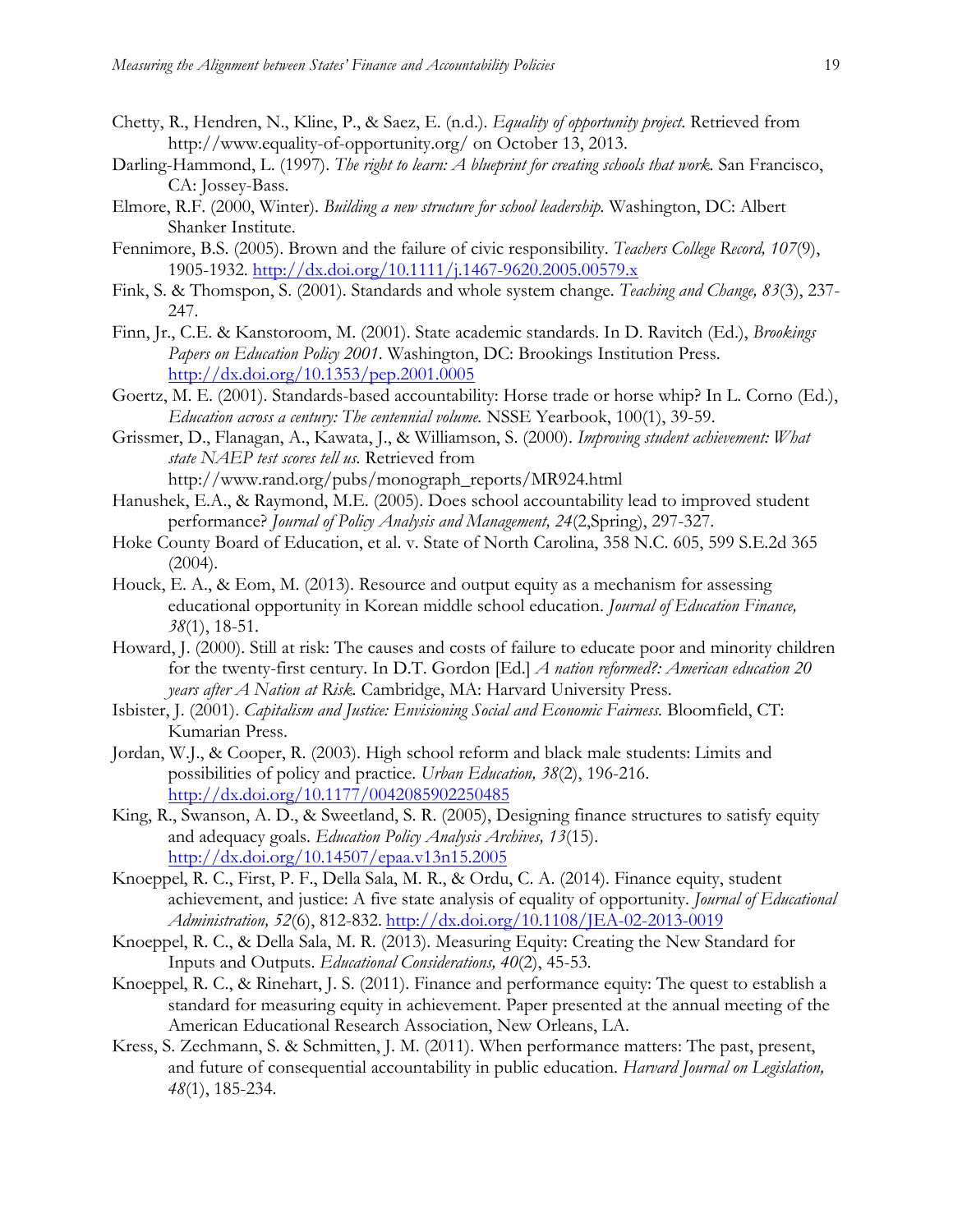Chetty, R., Hendren, N., Kline, P., & Saez, E. (n.d.). *Equality of opportunity project.* Retrieved from http://www.equality-of-opportunity.org/ on October 13, 2013.

Darling-Hammond, L. (1997). *The right to learn: A blueprint for creating schools that work.* San Francisco, CA: Jossey-Bass.

Elmore, R.F. (2000, Winter). *Building a new structure for school leadership.* Washington, DC: Albert Shanker Institute.

Fennimore, B.S. (2005). Brown and the failure of civic responsibility. *Teachers College Record, 107*(9), 1905-1932. http://dx.doi.org/10.1111/j.1467-9620.2005.00579.x

Fink, S. & Thomspon, S. (2001). Standards and whole system change. *Teaching and Change, 83*(3), 237-247.

Finn, Jr., C.E. & Kanstoroom, M. (2001). State academic standards. In D. Ravitch (Ed.), *Brookings Papers on Education Policy 2001*. Washington, DC: Brookings Institution Press. http://dx.doi.org/10.1353/pep.2001.0005

Goertz, M. E. (2001). Standards-based accountability: Horse trade or horse whip? In L. Corno (Ed.), *Education across a century: The centennial volume.* NSSE Yearbook, 100(1), 39-59.

Grissmer, D., Flanagan, A., Kawata, J., & Williamson, S. (2000). *Improving student achievement: What state NAEP test scores tell us.* Retrieved from http://www.rand.org/pubs/monograph_reports/MR924.html

Hanushek, E.A., & Raymond, M.E. (2005). Does school accountability lead to improved student performance? *Journal of Policy Analysis and Management, 24*(2,Spring), 297-327.

Hoke County Board of Education, et al. v. State of North Carolina, 358 N.C. 605, 599 S.E.2d 365 (2004).

Houck, E. A., & Eom, M. (2013). Resource and output equity as a mechanism for assessing educational opportunity in Korean middle school education. *Journal of Education Finance, 38*(1), 18-51.

Howard, J. (2000). Still at risk: The causes and costs of failure to educate poor and minority children for the twenty-first century. In D.T. Gordon [Ed.] *A nation reformed?: American education 20 years after A Nation at Risk.* Cambridge, MA: Harvard University Press.

Isbister, J. (2001). *Capitalism and Justice: Envisioning Social and Economic Fairness.* Bloomfield, CT: Kumarian Press.

Jordan, W.J., & Cooper, R. (2003). High school reform and black male students: Limits and possibilities of policy and practice. *Urban Education, 38*(2), 196-216. http://dx.doi.org/10.1177/0042085902250485

King, R., Swanson, A. D., & Sweetland, S. R. (2005), Designing finance structures to satisfy equity and adequacy goals. *Education Policy Analysis Archives, 13*(15). http://dx.doi.org/10.14507/epaa.v13n15.2005

Knoeppel, R. C., First, P. F., Della Sala, M. R., & Ordu, C. A. (2014). Finance equity, student achievement, and justice: A five state analysis of equality of opportunity. *Journal of Educational Administration, 52*(6), 812-832. http://dx.doi.org/10.1108/JEA-02-2013-0019

Knoeppel, R. C., & Della Sala, M. R. (2013). Measuring Equity: Creating the New Standard for Inputs and Outputs. *Educational Considerations, 40*(2), 45-53.

Knoeppel, R. C., & Rinehart, J. S. (2011). Finance and performance equity: The quest to establish a standard for measuring equity in achievement. Paper presented at the annual meeting of the American Educational Research Association, New Orleans, LA.

Kress, S. Zechmann, S. & Schmitten, J. M. (2011). When performance matters: The past, present, and future of consequential accountability in public education. *Harvard Journal on Legislation, 48*(1), 185-234.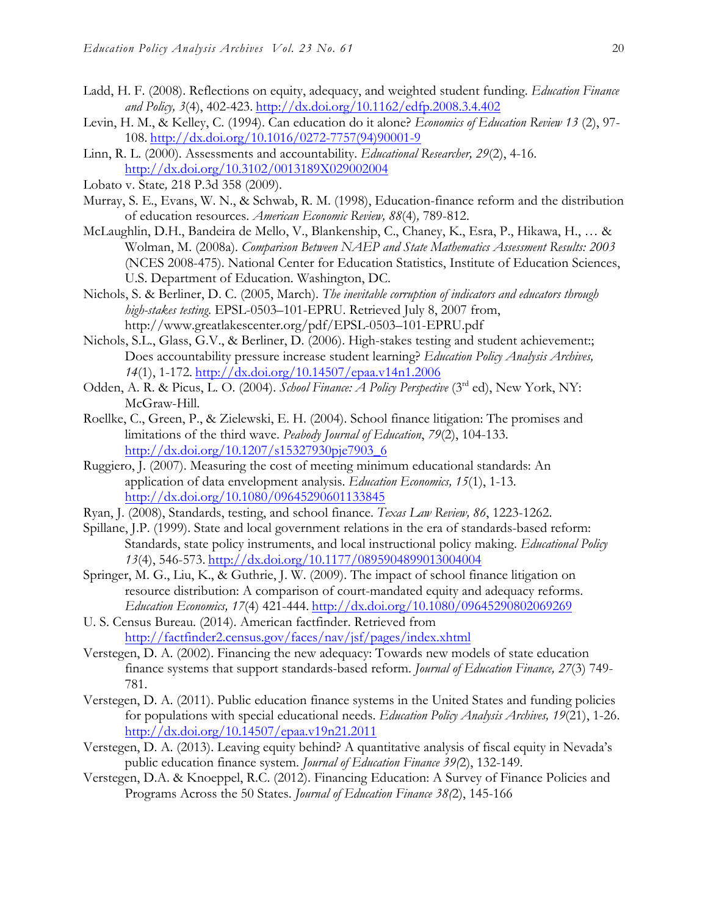Ladd, H. F. (2008). Reflections on equity, adequacy, and weighted student funding. *Education Finance and Policy, 3*(4), 402-423. http://dx.doi.org/10.1162/edfp.2008.3.4.402

Levin, H. M., & Kelley, C. (1994). Can education do it alone? *Economics of Education Review 13* (2), 97-108. http://dx.doi.org/10.1016/0272-7757(94)90001-9

Linn, R. L. (2000). Assessments and accountability. *Educational Researcher, 29*(2), 4-16. http://dx.doi.org/10.3102/0013189X029002004

Lobato v. State*,* 218 P.3d 358 (2009).

Murray, S. E., Evans, W. N., & Schwab, R. M. (1998), Education-finance reform and the distribution of education resources. *American Economic Review, 88*(4)*,* 789-812.

McLaughlin, D.H., Bandeira de Mello, V., Blankenship, C., Chaney, K., Esra, P., Hikawa, H., … & Wolman, M. (2008a). *Comparison Between NAEP and State Mathematics Assessment Results: 2003* (NCES 2008-475). National Center for Education Statistics, Institute of Education Sciences, U.S. Department of Education. Washington, DC.

Nichols, S. & Berliner, D. C. (2005, March). *The inevitable corruption of indicators and educators through high-stakes testing*. EPSL-0503–101-EPRU. Retrieved July 8, 2007 from, http://www.greatlakescenter.org/pdf/EPSL-0503–101-EPRU.pdf

Nichols, S.L., Glass, G.V., & Berliner, D. (2006). High-stakes testing and student achievement:; Does accountability pressure increase student learning? *Education Policy Analysis Archives, 14*(1), 1-172. http://dx.doi.org/10.14507/epaa.v14n1.2006

Odden, A. R. & Picus, L. O. (2004). *School Finance: A Policy Perspective* (3rd ed), New York, NY: McGraw-Hill.

Roellke, C., Green, P., & Zielewski, E. H. (2004). School finance litigation: The promises and limitations of the third wave. *Peabody Journal of Education*, *79*(2), 104-133. http://dx.doi.org/10.1207/s15327930pje7903_6

Ruggiero, J. (2007). Measuring the cost of meeting minimum educational standards: An application of data envelopment analysis. *Education Economics, 15*(1), 1-13. http://dx.doi.org/10.1080/09645290601133845

Ryan, J. (2008), Standards, testing, and school finance. *Texas Law Review, 86*, 1223-1262.

Spillane, J.P. (1999). State and local government relations in the era of standards-based reform: Standards, state policy instruments, and local instructional policy making. *Educational Policy 13*(4), 546-573. http://dx.doi.org/10.1177/0895904899013004004

Springer, M. G., Liu, K., & Guthrie, J. W. (2009). The impact of school finance litigation on resource distribution: A comparison of court-mandated equity and adequacy reforms. *Education Economics, 17*(4) 421-444. http://dx.doi.org/10.1080/09645290802069269

U. S. Census Bureau. (2014). American factfinder. Retrieved from http://factfinder2.census.gov/faces/nav/jsf/pages/index.xhtml

Verstegen, D. A. (2002). Financing the new adequacy: Towards new models of state education finance systems that support standards-based reform. *Journal of Education Finance, 27*(3) 749-781.

Verstegen, D. A. (2011). Public education finance systems in the United States and funding policies for populations with special educational needs. *Education Policy Analysis Archives, 19*(21), 1-26. http://dx.doi.org/10.14507/epaa.v19n21.2011

Verstegen, D. A. (2013). Leaving equity behind? A quantitative analysis of fiscal equity in Nevada's public education finance system. *Journal of Education Finance 39(*2), 132-149.

Verstegen, D.A. & Knoeppel, R.C. (2012). Financing Education: A Survey of Finance Policies and Programs Across the 50 States. *Journal of Education Finance 38(*2), 145-166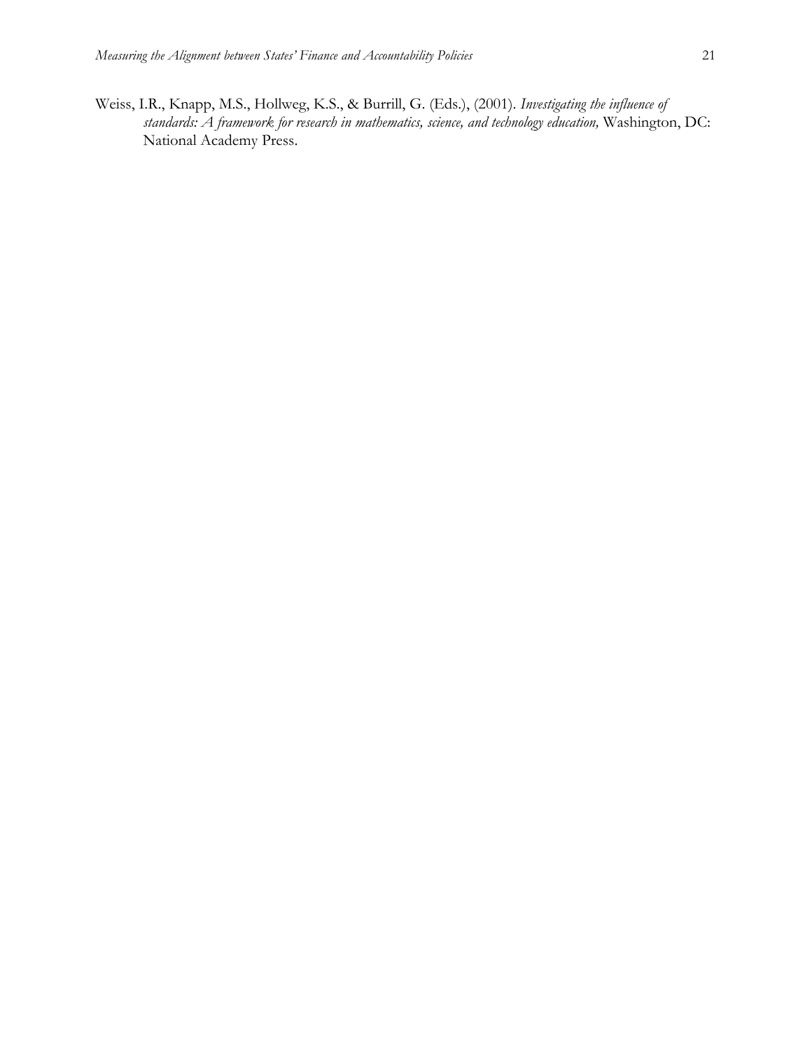Weiss, I.R., Knapp, M.S., Hollweg, K.S., & Burrill, G. (Eds.), (2001). *Investigating the influence of standards: A framework for research in mathematics, science, and technology education,* Washington, DC: National Academy Press.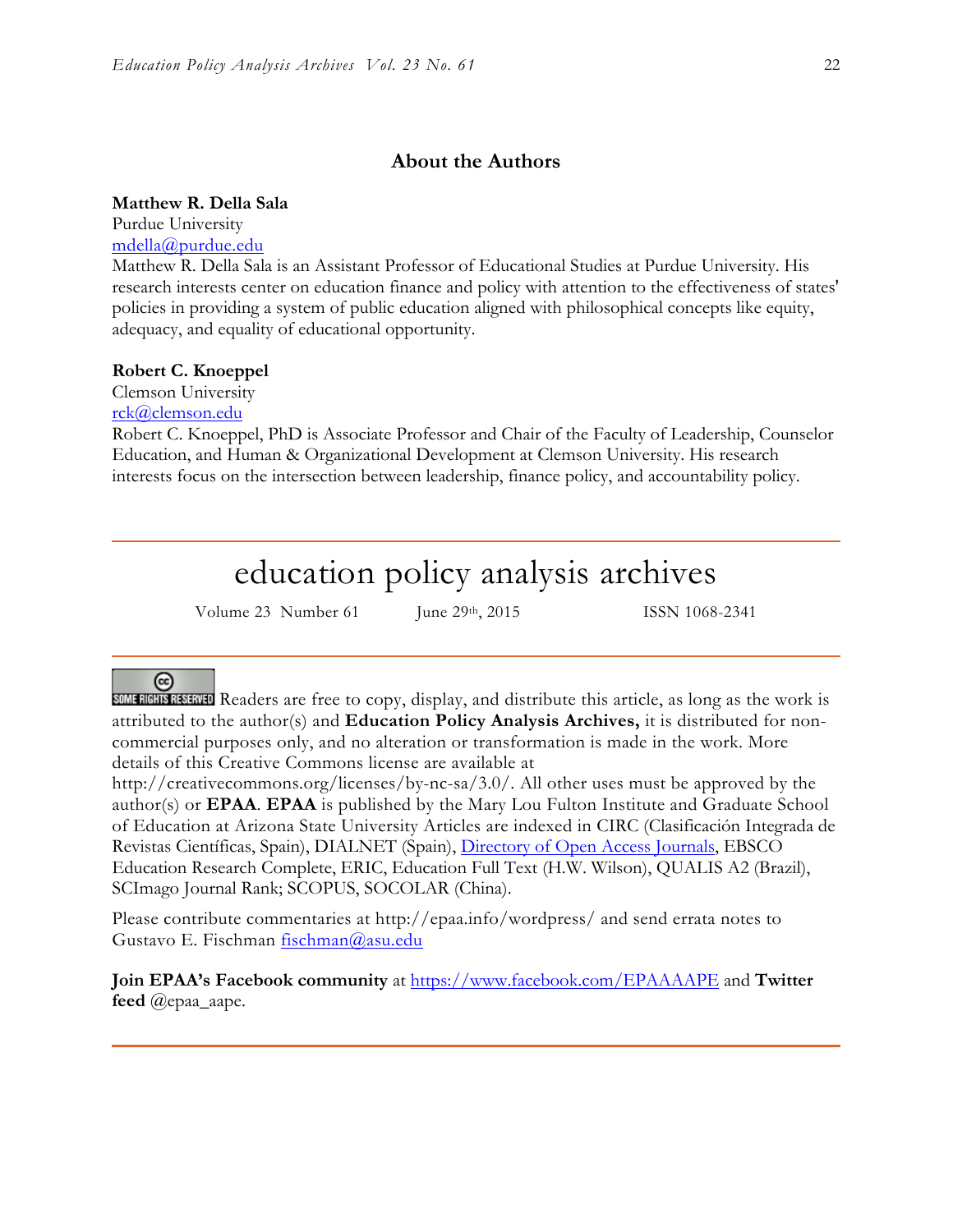## About the Authors

**Matthew R. Della Sala**
Purdue University
mdella@purdue.edu
Matthew R. Della Sala is an Assistant Professor of Educational Studies at Purdue University. His research interests center on education finance and policy with attention to the effectiveness of states' policies in providing a system of public education aligned with philosophical concepts like equity, adequacy, and equality of educational opportunity.

**Robert C. Knoeppel**
Clemson University
rck@clemson.edu
Robert C. Knoeppel, PhD is Associate Professor and Chair of the Faculty of Leadership, Counselor Education, and Human & Organizational Development at Clemson University. His research interests focus on the intersection between leadership, finance policy, and accountability policy.

---

# education policy analysis archives

Volume 23 Number 61    June 29th, 2015    ISSN 1068-2341

---

SOME RIGHTS RESERVED Readers are free to copy, display, and distribute this article, as long as the work is attributed to the author(s) and **Education Policy Analysis Archives,** it is distributed for non-commercial purposes only, and no alteration or transformation is made in the work. More details of this Creative Commons license are available at http://creativecommons.org/licenses/by-nc-sa/3.0/. All other uses must be approved by the author(s) or **EPAA**. **EPAA** is published by the Mary Lou Fulton Institute and Graduate School of Education at Arizona State University Articles are indexed in CIRC (Clasificación Integrada de Revistas Científicas, Spain), DIALNET (Spain), Directory of Open Access Journals, EBSCO Education Research Complete, ERIC, Education Full Text (H.W. Wilson), QUALIS A2 (Brazil), SCImago Journal Rank; SCOPUS, SOCOLAR (China).

Please contribute commentaries at http://epaa.info/wordpress/ and send errata notes to Gustavo E. Fischman fischman@asu.edu

**Join EPAA's Facebook community** at https://www.facebook.com/EPAAAAPE and **Twitter feed** @epaa_aape.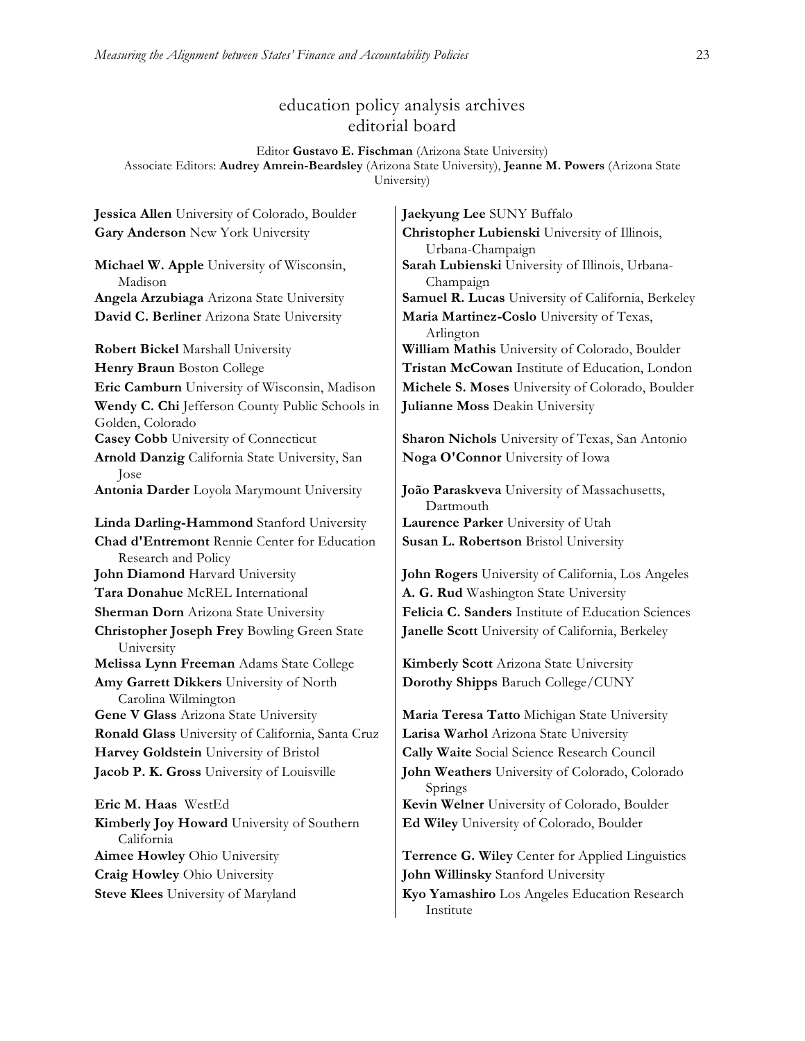## education policy analysis archives
## editorial board

Editor **Gustavo E. Fischman** (Arizona State University)
Associate Editors: **Audrey Amrein-Beardsley** (Arizona State University), **Jeanne M. Powers** (Arizona State University)

**Jessica Allen** University of Colorado, Boulder
**Gary Anderson** New York University
**Michael W. Apple** University of Wisconsin, Madison
**Angela Arzubiaga** Arizona State University
**David C. Berliner** Arizona State University
**Robert Bickel** Marshall University
**Henry Braun** Boston College
**Eric Camburn** University of Wisconsin, Madison
**Wendy C. Chi** Jefferson County Public Schools in Golden, Colorado
**Casey Cobb** University of Connecticut
**Arnold Danzig** California State University, San Jose
**Antonia Darder** Loyola Marymount University
**Linda Darling-Hammond** Stanford University
**Chad d'Entremont** Rennie Center for Education Research and Policy
**John Diamond** Harvard University
**Tara Donahue** McREL International
**Sherman Dorn** Arizona State University
**Christopher Joseph Frey** Bowling Green State University
**Melissa Lynn Freeman** Adams State College
**Amy Garrett Dikkers** University of North Carolina Wilmington
**Gene V Glass** Arizona State University
**Ronald Glass** University of California, Santa Cruz
**Harvey Goldstein** University of Bristol
**Jacob P. K. Gross** University of Louisville
**Eric M. Haas** WestEd
**Kimberly Joy Howard** University of Southern California
**Aimee Howley** Ohio University
**Craig Howley** Ohio University
**Steve Klees** University of Maryland
**Jaekyung Lee** SUNY Buffalo
**Christopher Lubienski** University of Illinois, Urbana-Champaign
**Sarah Lubienski** University of Illinois, Urbana-Champaign
**Samuel R. Lucas** University of California, Berkeley
**Maria Martinez-Coslo** University of Texas, Arlington
**William Mathis** University of Colorado, Boulder
**Tristan McCowan** Institute of Education, London
**Michele S. Moses** University of Colorado, Boulder
**Julianne Moss** Deakin University
**Sharon Nichols** University of Texas, San Antonio
**Noga O'Connor** University of Iowa
**João Paraskveva** University of Massachusetts, Dartmouth
**Laurence Parker** University of Utah
**Susan L. Robertson** Bristol University
**John Rogers** University of California, Los Angeles
**A. G. Rud** Washington State University
**Felicia C. Sanders** Institute of Education Sciences
**Janelle Scott** University of California, Berkeley
**Kimberly Scott** Arizona State University
**Dorothy Shipps** Baruch College/CUNY
**Maria Teresa Tatto** Michigan State University
**Larisa Warhol** Arizona State University
**Cally Waite** Social Science Research Council
**John Weathers** University of Colorado, Colorado Springs
**Kevin Welner** University of Colorado, Boulder
**Ed Wiley** University of Colorado, Boulder
**Terrence G. Wiley** Center for Applied Linguistics
**John Willinsky** Stanford University
**Kyo Yamashiro** Los Angeles Education Research Institute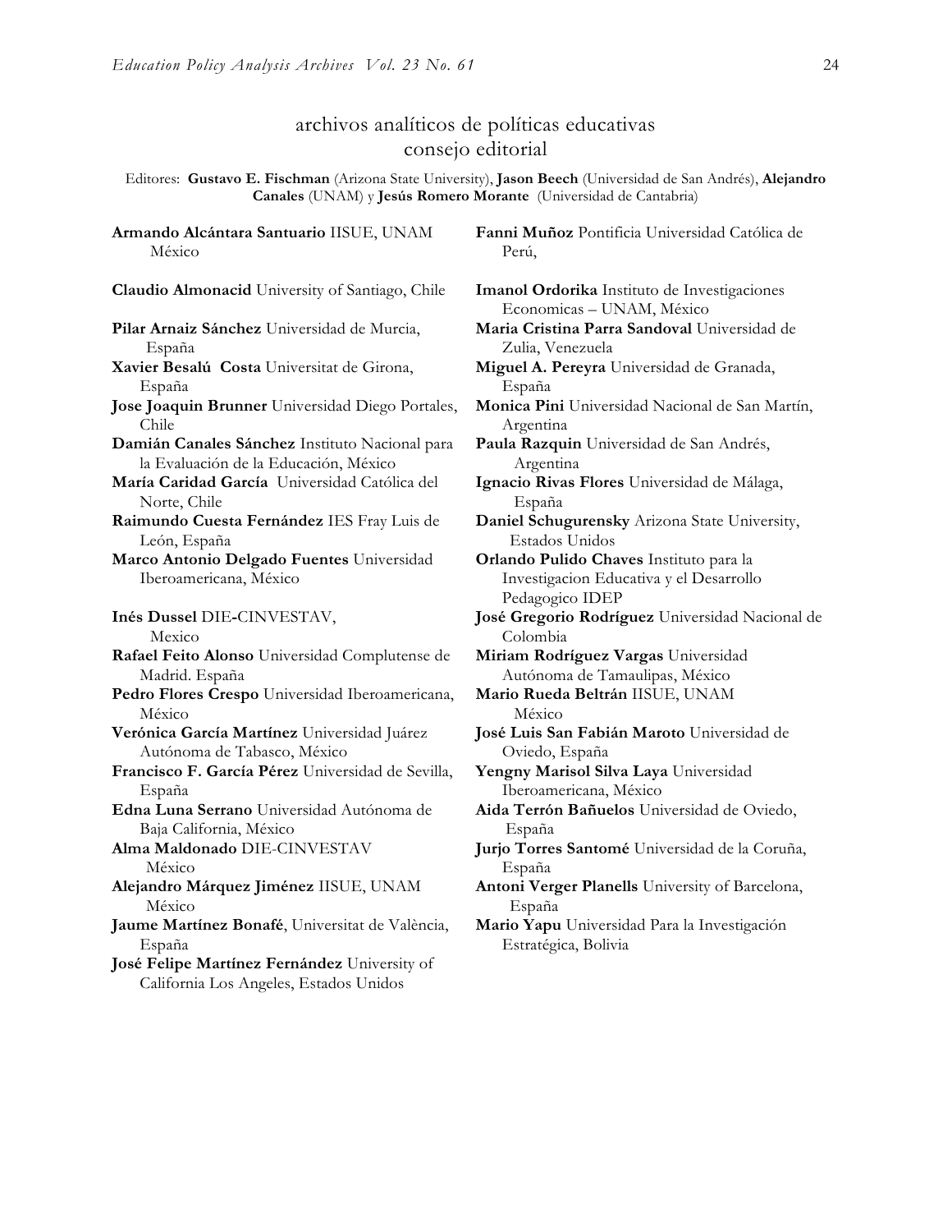# archivos analíticos de políticas educativas
## consejo editorial

Editores: **Gustavo E. Fischman** (Arizona State University), **Jason Beech** (Universidad de San Andrés), **Alejandro Canales** (UNAM) y **Jesús Romero Morante** (Universidad de Cantabria)

**Armando Alcántara Santuario** IISUE, UNAM México

**Claudio Almonacid** University of Santiago, Chile

**Pilar Arnaiz Sánchez** Universidad de Murcia, España

**Xavier Besalú Costa** Universitat de Girona, España

**Jose Joaquin Brunner** Universidad Diego Portales, Chile

**Damián Canales Sánchez** Instituto Nacional para la Evaluación de la Educación, México

**María Caridad García** Universidad Católica del Norte, Chile

**Raimundo Cuesta Fernández** IES Fray Luis de León, España

**Marco Antonio Delgado Fuentes** Universidad Iberoamericana, México

**Inés Dussel** DIE-CINVESTAV, Mexico

**Rafael Feito Alonso** Universidad Complutense de Madrid. España

**Pedro Flores Crespo** Universidad Iberoamericana, México

**Verónica García Martínez** Universidad Juárez Autónoma de Tabasco, México

**Francisco F. García Pérez** Universidad de Sevilla, España

**Edna Luna Serrano** Universidad Autónoma de Baja California, México

**Alma Maldonado** DIE-CINVESTAV México

**Alejandro Márquez Jiménez** IISUE, UNAM México

**Jaume Martínez Bonafé**, Universitat de València, España

**José Felipe Martínez Fernández** University of California Los Angeles, Estados Unidos

**Fanni Muñoz** Pontificia Universidad Católica de Perú,

**Imanol Ordorika** Instituto de Investigaciones Economicas – UNAM, México

**Maria Cristina Parra Sandoval** Universidad de Zulia, Venezuela

**Miguel A. Pereyra** Universidad de Granada, España

**Monica Pini** Universidad Nacional de San Martín, Argentina

**Paula Razquin** Universidad de San Andrés, Argentina

**Ignacio Rivas Flores** Universidad de Málaga, España

**Daniel Schugurensky** Arizona State University, Estados Unidos

**Orlando Pulido Chaves** Instituto para la Investigacion Educativa y el Desarrollo Pedagogico IDEP

**José Gregorio Rodríguez** Universidad Nacional de Colombia

**Miriam Rodríguez Vargas** Universidad Autónoma de Tamaulipas, México

**Mario Rueda Beltrán** IISUE, UNAM México

**José Luis San Fabián Maroto** Universidad de Oviedo, España

**Yengny Marisol Silva Laya** Universidad Iberoamericana, México

**Aida Terrón Bañuelos** Universidad de Oviedo, España

**Jurjo Torres Santomé** Universidad de la Coruña, España

**Antoni Verger Planells** University of Barcelona, España

**Mario Yapu** Universidad Para la Investigación Estratégica, Bolivia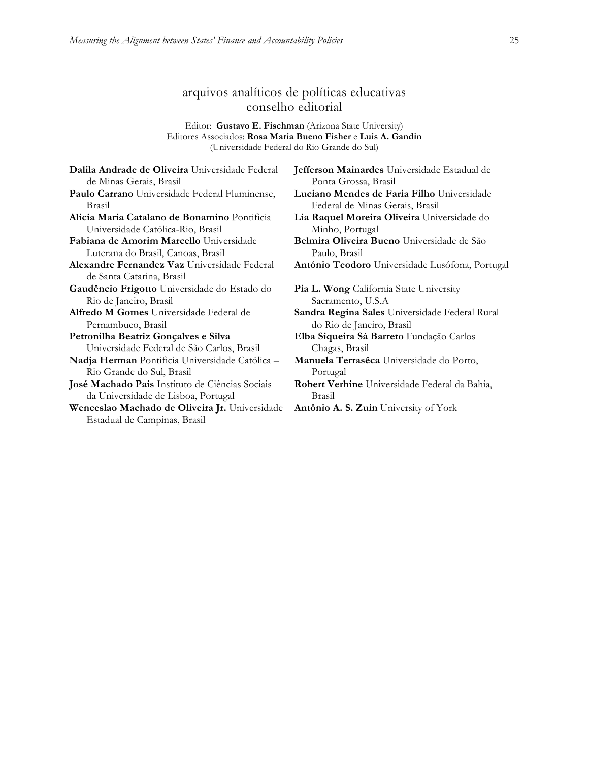# arquivos analíticos de políticas educativas
## conselho editorial

Editor: **Gustavo E. Fischman** (Arizona State University)
Editores Associados: **Rosa Maria Bueno Fisher** e **Luis A. Gandin**
(Universidade Federal do Rio Grande do Sul)

**Dalila Andrade de Oliveira** Universidade Federal de Minas Gerais, Brasil

**Paulo Carrano** Universidade Federal Fluminense, Brasil

**Alicia Maria Catalano de Bonamino** Pontificia Universidade Católica-Rio, Brasil

**Fabiana de Amorim Marcello** Universidade Luterana do Brasil, Canoas, Brasil

**Alexandre Fernandez Vaz** Universidade Federal de Santa Catarina, Brasil

**Gaudêncio Frigotto** Universidade do Estado do Rio de Janeiro, Brasil

**Alfredo M Gomes** Universidade Federal de Pernambuco, Brasil

**Petronilha Beatriz Gonçalves e Silva** Universidade Federal de São Carlos, Brasil

**Nadja Herman** Pontificia Universidade Católica – Rio Grande do Sul, Brasil

**José Machado Pais** Instituto de Ciências Sociais da Universidade de Lisboa, Portugal

**Wenceslao Machado de Oliveira Jr.** Universidade Estadual de Campinas, Brasil

**Jefferson Mainardes** Universidade Estadual de Ponta Grossa, Brasil

**Luciano Mendes de Faria Filho** Universidade Federal de Minas Gerais, Brasil

**Lia Raquel Moreira Oliveira** Universidade do Minho, Portugal

**Belmira Oliveira Bueno** Universidade de São Paulo, Brasil

**António Teodoro** Universidade Lusófona, Portugal

**Pia L. Wong** California State University Sacramento, U.S.A

**Sandra Regina Sales** Universidade Federal Rural do Rio de Janeiro, Brasil

**Elba Siqueira Sá Barreto** Fundação Carlos Chagas, Brasil

**Manuela Terrasêca** Universidade do Porto, Portugal

**Robert Verhine** Universidade Federal da Bahia, Brasil

**Antônio A. S. Zuin** University of York